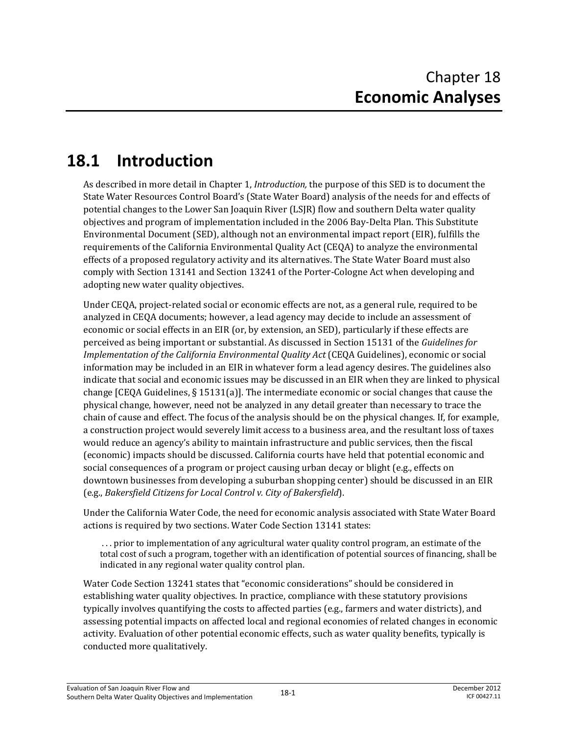# Chapter 18
# **Economic Analyses**

## 18.1 Introduction

As described in more detail in Chapter 1, *Introduction,* the purpose of this SED is to document the State Water Resources Control Board's (State Water Board) analysis of the needs for and effects of potential changes to the Lower San Joaquin River (LSJR) flow and southern Delta water quality objectives and program of implementation included in the 2006 Bay-Delta Plan. This Substitute Environmental Document (SED), although not an environmental impact report (EIR), fulfills the requirements of the California Environmental Quality Act (CEQA) to analyze the environmental effects of a proposed regulatory activity and its alternatives. The State Water Board must also comply with Section 13141 and Section 13241 of the Porter-Cologne Act when developing and adopting new water quality objectives.

Under CEQA, project-related social or economic effects are not, as a general rule, required to be analyzed in CEQA documents; however, a lead agency may decide to include an assessment of economic or social effects in an EIR (or, by extension, an SED), particularly if these effects are perceived as being important or substantial. As discussed in Section 15131 of the *Guidelines for Implementation of the California Environmental Quality Act* (CEQA Guidelines), economic or social information may be included in an EIR in whatever form a lead agency desires. The guidelines also indicate that social and economic issues may be discussed in an EIR when they are linked to physical change [CEQA Guidelines, § 15131(a)]. The intermediate economic or social changes that cause the physical change, however, need not be analyzed in any detail greater than necessary to trace the chain of cause and effect. The focus of the analysis should be on the physical changes. If, for example, a construction project would severely limit access to a business area, and the resultant loss of taxes would reduce an agency's ability to maintain infrastructure and public services, then the fiscal (economic) impacts should be discussed. California courts have held that potential economic and social consequences of a program or project causing urban decay or blight (e.g., effects on downtown businesses from developing a suburban shopping center) should be discussed in an EIR (e.g., *Bakersfield Citizens for Local Control v. City of Bakersfield*).

Under the California Water Code, the need for economic analysis associated with State Water Board actions is required by two sections. Water Code Section 13141 states:

> . . . prior to implementation of any agricultural water quality control program, an estimate of the total cost of such a program, together with an identification of potential sources of financing, shall be indicated in any regional water quality control plan.

Water Code Section 13241 states that "economic considerations" should be considered in establishing water quality objectives. In practice, compliance with these statutory provisions typically involves quantifying the costs to affected parties (e.g., farmers and water districts), and assessing potential impacts on affected local and regional economies of related changes in economic activity. Evaluation of other potential economic effects, such as water quality benefits, typically is conducted more qualitatively.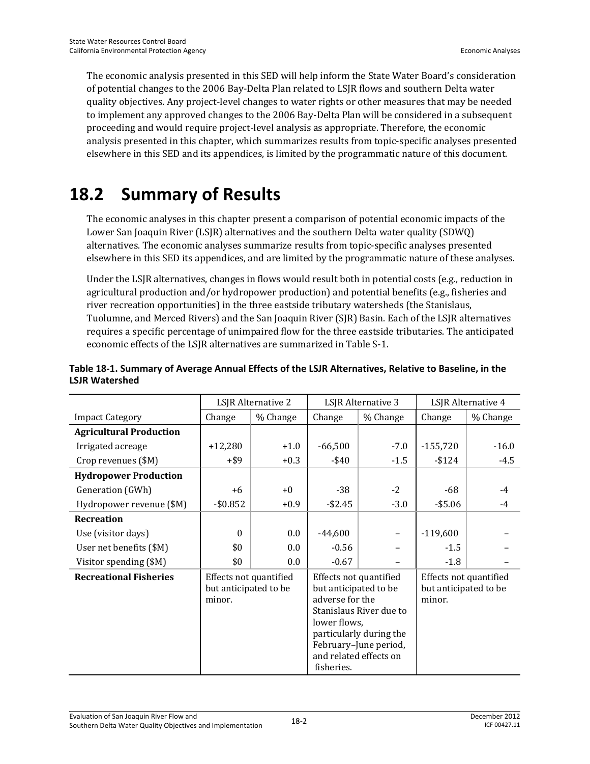The economic analysis presented in this SED will help inform the State Water Board's consideration of potential changes to the 2006 Bay-Delta Plan related to LSJR flows and southern Delta water quality objectives. Any project-level changes to water rights or other measures that may be needed to implement any approved changes to the 2006 Bay-Delta Plan will be considered in a subsequent proceeding and would require project-level analysis as appropriate. Therefore, the economic analysis presented in this chapter, which summarizes results from topic-specific analyses presented elsewhere in this SED and its appendices, is limited by the programmatic nature of this document.

# 18.2 Summary of Results

The economic analyses in this chapter present a comparison of potential economic impacts of the Lower San Joaquin River (LSJR) alternatives and the southern Delta water quality (SDWQ) alternatives. The economic analyses summarize results from topic-specific analyses presented elsewhere in this SED its appendices, and are limited by the programmatic nature of these analyses.

Under the LSJR alternatives, changes in flows would result both in potential costs (e.g., reduction in agricultural production and/or hydropower production) and potential benefits (e.g., fisheries and river recreation opportunities) in the three eastside tributary watersheds (the Stanislaus, Tuolumne, and Merced Rivers) and the San Joaquin River (SJR) Basin. Each of the LSJR alternatives requires a specific percentage of unimpaired flow for the three eastside tributaries. The anticipated economic effects of the LSJR alternatives are summarized in Table S-1.

**Table 18-1. Summary of Average Annual Effects of the LSJR Alternatives, Relative to Baseline, in the LSJR Watershed**

| | LSJR Alternative 2 | | LSJR Alternative 3 | | LSJR Alternative 4 | |
|---|---|---|---|---|---|---|
| Impact Category | Change | % Change | Change | % Change | Change | % Change |
| **Agricultural Production** | | | | | | |
| Irrigated acreage | +12,280 | +1.0 | -66,500 | -7.0 | -155,720 | -16.0 |
| Crop revenues ($M) | +$9 | +0.3 | -$40 | -1.5 | -$124 | -4.5 |
| **Hydropower Production** | | | | | | |
| Generation (GWh) | +6 | +0 | -38 | -2 | -68 | -4 |
| Hydropower revenue ($M) | -$0.852 | +0.9 | -$2.45 | -3.0 | -$5.06 | -4 |
| **Recreation** | | | | | | |
| Use (visitor days) | 0 | 0.0 | -44,600 | – | -119,600 | – |
| User net benefits ($M) | $0 | 0.0 | -0.56 | – | -1.5 | – |
| Visitor spending ($M) | $0 | 0.0 | -0.67 | – | -1.8 | – |
| **Recreational Fisheries** | Effects not quantified but anticipated to be minor. | | Effects not quantified but anticipated to be adverse for the Stanislaus River due to lower flows, particularly during the February–June period, and related effects on fisheries. | | Effects not quantified but anticipated to be minor. | |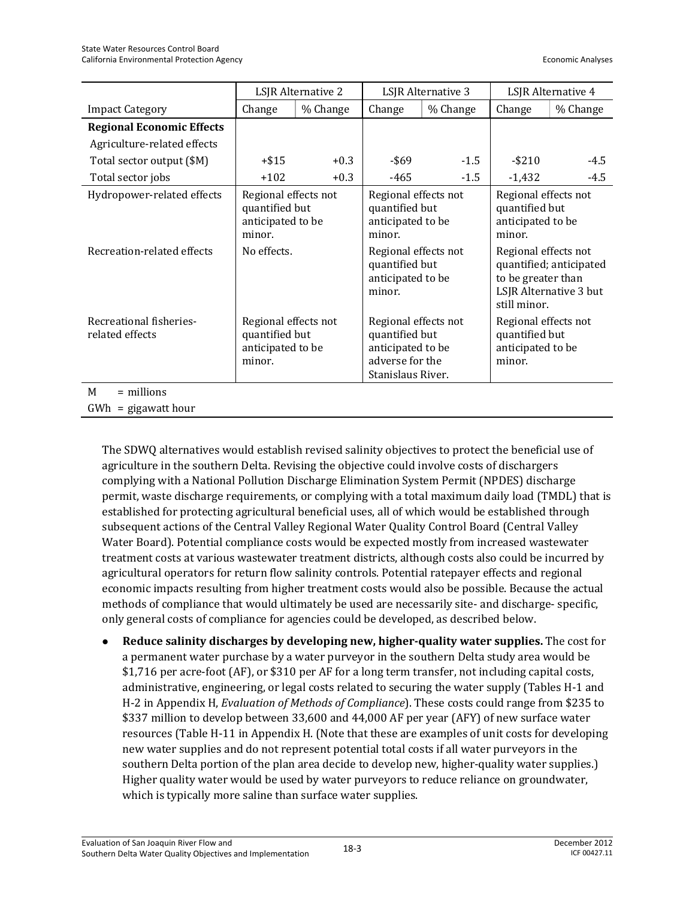| | LSJR Alternative 2 | | LSJR Alternative 3 | | LSJR Alternative 4 | |
|---|---|---|---|---|---|---|
| Impact Category | Change | % Change | Change | % Change | Change | % Change |
| **Regional Economic Effects** | | | | | | |
| Agriculture-related effects | | | | | | |
| Total sector output ($M) | +$15 | +0.3 | -$69 | -1.5 | -$210 | -4.5 |
| Total sector jobs | +102 | +0.3 | -465 | -1.5 | -1,432 | -4.5 |
| Hydropower-related effects | Regional effects not quantified but anticipated to be minor. | | Regional effects not quantified but anticipated to be minor. | | Regional effects not quantified but anticipated to be minor. | |
| Recreation-related effects | No effects. | | Regional effects not quantified but anticipated to be minor. | | Regional effects not quantified; anticipated to be greater than LSJR Alternative 3 but still minor. | |
| Recreational fisheries-related effects | Regional effects not quantified but anticipated to be minor. | | Regional effects not quantified but anticipated to be adverse for the Stanislaus River. | | Regional effects not quantified but anticipated to be minor. | |

M = millions

GWh = gigawatt hour

The SDWQ alternatives would establish revised salinity objectives to protect the beneficial use of agriculture in the southern Delta. Revising the objective could involve costs of dischargers complying with a National Pollution Discharge Elimination System Permit (NPDES) discharge permit, waste discharge requirements, or complying with a total maximum daily load (TMDL) that is established for protecting agricultural beneficial uses, all of which would be established through subsequent actions of the Central Valley Regional Water Quality Control Board (Central Valley Water Board). Potential compliance costs would be expected mostly from increased wastewater treatment costs at various wastewater treatment districts, although costs also could be incurred by agricultural operators for return flow salinity controls. Potential ratepayer effects and regional economic impacts resulting from higher treatment costs would also be possible. Because the actual methods of compliance that would ultimately be used are necessarily site- and discharge- specific, only general costs of compliance for agencies could be developed, as described below.

- **Reduce salinity discharges by developing new, higher-quality water supplies.** The cost for a permanent water purchase by a water purveyor in the southern Delta study area would be $1,716 per acre-foot (AF), or $310 per AF for a long term transfer, not including capital costs, administrative, engineering, or legal costs related to securing the water supply (Tables H-1 and H-2 in Appendix H, *Evaluation of Methods of Compliance*). These costs could range from $235 to $337 million to develop between 33,600 and 44,000 AF per year (AFY) of new surface water resources (Table H-11 in Appendix H. (Note that these are examples of unit costs for developing new water supplies and do not represent potential total costs if all water purveyors in the southern Delta portion of the plan area decide to develop new, higher-quality water supplies.) Higher quality water would be used by water purveyors to reduce reliance on groundwater, which is typically more saline than surface water supplies.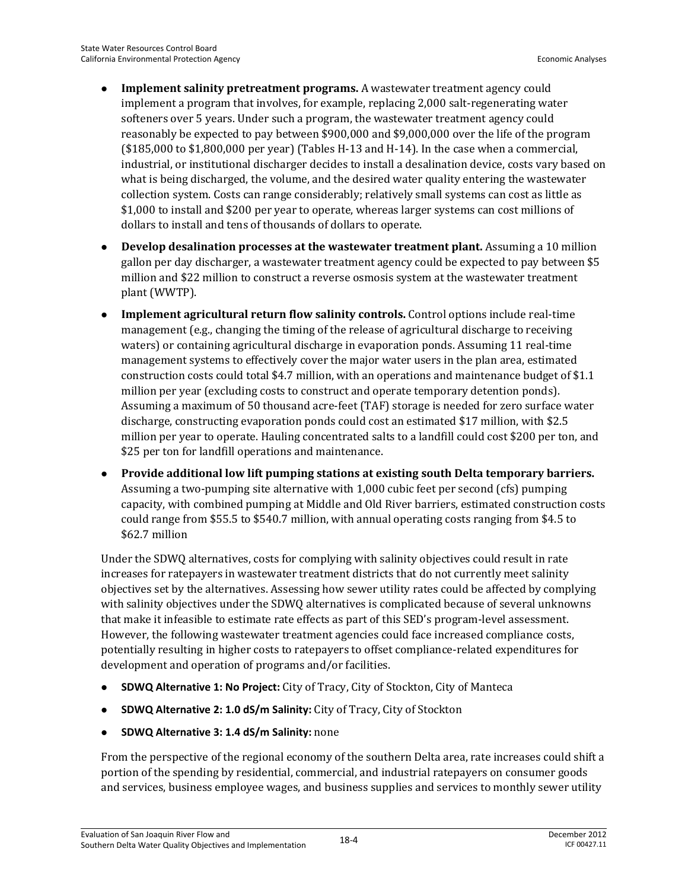- **Implement salinity pretreatment programs.** A wastewater treatment agency could implement a program that involves, for example, replacing 2,000 salt-regenerating water softeners over 5 years. Under such a program, the wastewater treatment agency could reasonably be expected to pay between $900,000 and $9,000,000 over the life of the program ($185,000 to $1,800,000 per year) (Tables H-13 and H-14). In the case when a commercial, industrial, or institutional discharger decides to install a desalination device, costs vary based on what is being discharged, the volume, and the desired water quality entering the wastewater collection system. Costs can range considerably; relatively small systems can cost as little as $1,000 to install and $200 per year to operate, whereas larger systems can cost millions of dollars to install and tens of thousands of dollars to operate.
- **Develop desalination processes at the wastewater treatment plant.** Assuming a 10 million gallon per day discharger, a wastewater treatment agency could be expected to pay between $5 million and $22 million to construct a reverse osmosis system at the wastewater treatment plant (WWTP).
- **Implement agricultural return flow salinity controls.** Control options include real-time management (e.g., changing the timing of the release of agricultural discharge to receiving waters) or containing agricultural discharge in evaporation ponds. Assuming 11 real-time management systems to effectively cover the major water users in the plan area, estimated construction costs could total $4.7 million, with an operations and maintenance budget of $1.1 million per year (excluding costs to construct and operate temporary detention ponds). Assuming a maximum of 50 thousand acre-feet (TAF) storage is needed for zero surface water discharge, constructing evaporation ponds could cost an estimated $17 million, with $2.5 million per year to operate. Hauling concentrated salts to a landfill could cost $200 per ton, and $25 per ton for landfill operations and maintenance.
- **Provide additional low lift pumping stations at existing south Delta temporary barriers.** Assuming a two-pumping site alternative with 1,000 cubic feet per second (cfs) pumping capacity, with combined pumping at Middle and Old River barriers, estimated construction costs could range from $55.5 to $540.7 million, with annual operating costs ranging from $4.5 to $62.7 million

Under the SDWQ alternatives, costs for complying with salinity objectives could result in rate increases for ratepayers in wastewater treatment districts that do not currently meet salinity objectives set by the alternatives. Assessing how sewer utility rates could be affected by complying with salinity objectives under the SDWQ alternatives is complicated because of several unknowns that make it infeasible to estimate rate effects as part of this SED's program-level assessment. However, the following wastewater treatment agencies could face increased compliance costs, potentially resulting in higher costs to ratepayers to offset compliance-related expenditures for development and operation of programs and/or facilities.

- **SDWQ Alternative 1: No Project:** City of Tracy, City of Stockton, City of Manteca
- **SDWQ Alternative 2: 1.0 dS/m Salinity:** City of Tracy, City of Stockton
- **SDWQ Alternative 3: 1.4 dS/m Salinity:** none

From the perspective of the regional economy of the southern Delta area, rate increases could shift a portion of the spending by residential, commercial, and industrial ratepayers on consumer goods and services, business employee wages, and business supplies and services to monthly sewer utility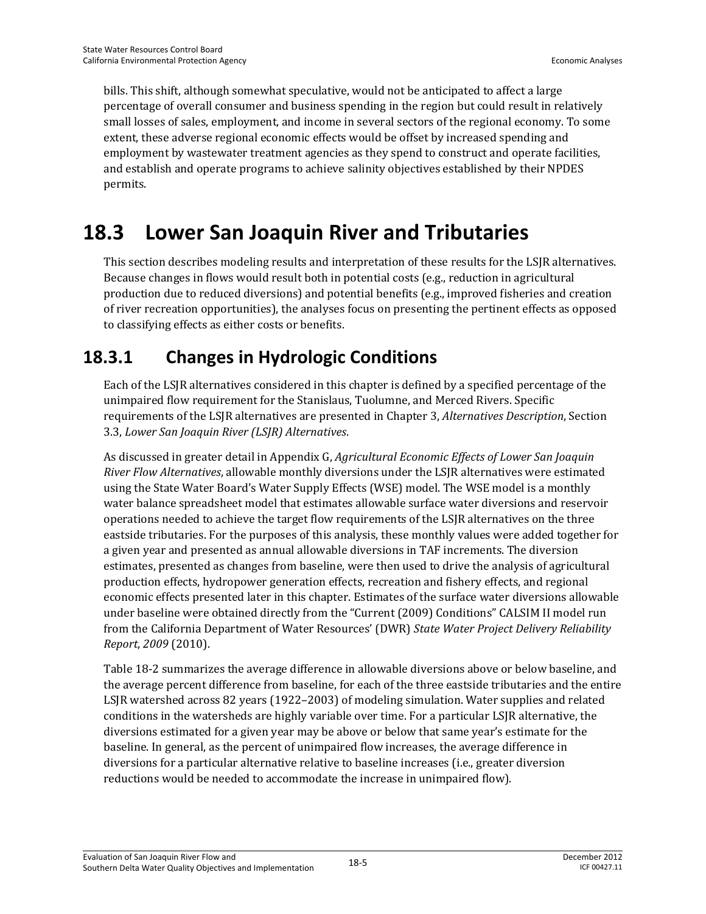bills. This shift, although somewhat speculative, would not be anticipated to affect a large percentage of overall consumer and business spending in the region but could result in relatively small losses of sales, employment, and income in several sectors of the regional economy. To some extent, these adverse regional economic effects would be offset by increased spending and employment by wastewater treatment agencies as they spend to construct and operate facilities, and establish and operate programs to achieve salinity objectives established by their NPDES permits.

# 18.3 Lower San Joaquin River and Tributaries

This section describes modeling results and interpretation of these results for the LSJR alternatives. Because changes in flows would result both in potential costs (e.g., reduction in agricultural production due to reduced diversions) and potential benefits (e.g., improved fisheries and creation of river recreation opportunities), the analyses focus on presenting the pertinent effects as opposed to classifying effects as either costs or benefits.

## 18.3.1 Changes in Hydrologic Conditions

Each of the LSJR alternatives considered in this chapter is defined by a specified percentage of the unimpaired flow requirement for the Stanislaus, Tuolumne, and Merced Rivers. Specific requirements of the LSJR alternatives are presented in Chapter 3, *Alternatives Description*, Section 3.3, *Lower San Joaquin River (LSJR) Alternatives*.

As discussed in greater detail in Appendix G, *Agricultural Economic Effects of Lower San Joaquin River Flow Alternatives*, allowable monthly diversions under the LSJR alternatives were estimated using the State Water Board's Water Supply Effects (WSE) model. The WSE model is a monthly water balance spreadsheet model that estimates allowable surface water diversions and reservoir operations needed to achieve the target flow requirements of the LSJR alternatives on the three eastside tributaries. For the purposes of this analysis, these monthly values were added together for a given year and presented as annual allowable diversions in TAF increments. The diversion estimates, presented as changes from baseline, were then used to drive the analysis of agricultural production effects, hydropower generation effects, recreation and fishery effects, and regional economic effects presented later in this chapter. Estimates of the surface water diversions allowable under baseline were obtained directly from the "Current (2009) Conditions" CALSIM II model run from the California Department of Water Resources' (DWR) *State Water Project Delivery Reliability Report, 2009* (2010).

Table 18-2 summarizes the average difference in allowable diversions above or below baseline, and the average percent difference from baseline, for each of the three eastside tributaries and the entire LSJR watershed across 82 years (1922–2003) of modeling simulation. Water supplies and related conditions in the watersheds are highly variable over time. For a particular LSJR alternative, the diversions estimated for a given year may be above or below that same year's estimate for the baseline. In general, as the percent of unimpaired flow increases, the average difference in diversions for a particular alternative relative to baseline increases (i.e., greater diversion reductions would be needed to accommodate the increase in unimpaired flow).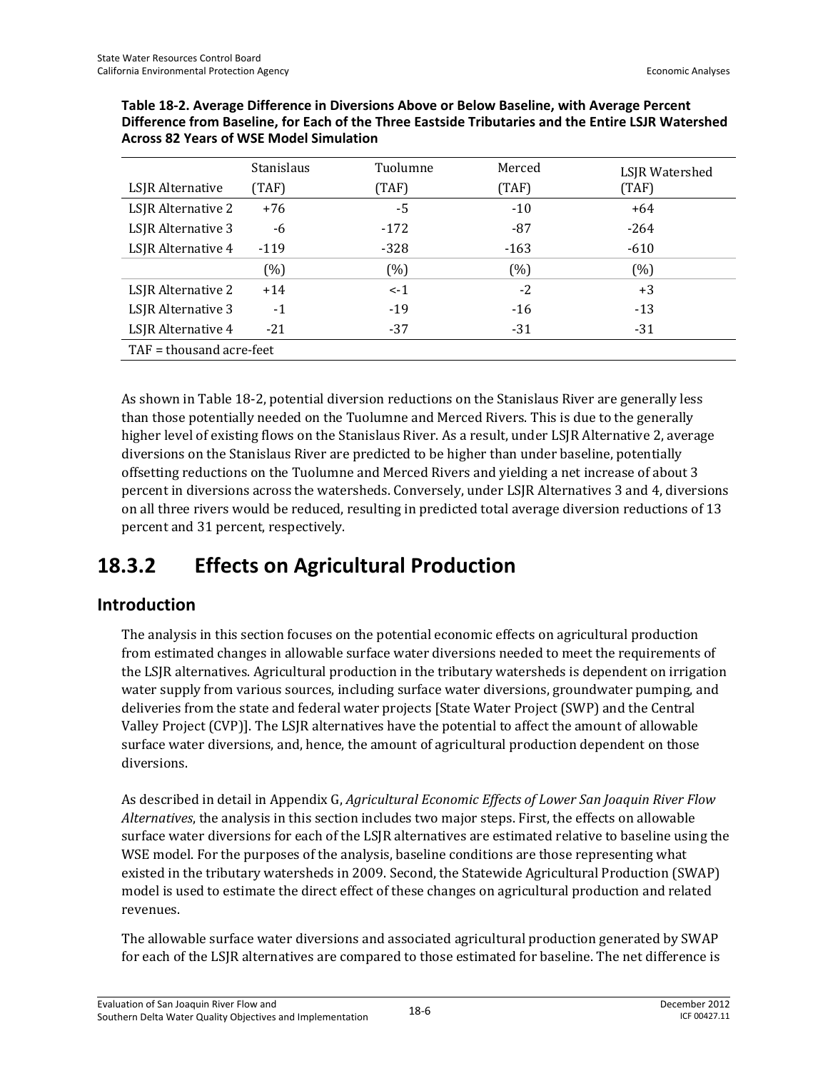**Table 18-2. Average Difference in Diversions Above or Below Baseline, with Average Percent Difference from Baseline, for Each of the Three Eastside Tributaries and the Entire LSJR Watershed Across 82 Years of WSE Model Simulation**

| LSJR Alternative | Stanislaus (TAF) | Tuolumne (TAF) | Merced (TAF) | LSJR Watershed (TAF) |
|---|---|---|---|---|
| LSJR Alternative 2 | +76 | -5 | -10 | +64 |
| LSJR Alternative 3 | -6 | -172 | -87 | -264 |
| LSJR Alternative 4 | -119 | -328 | -163 | -610 |
| | (%) | (%) | (%) | (%) |
| LSJR Alternative 2 | +14 | <-1 | -2 | +3 |
| LSJR Alternative 3 | -1 | -19 | -16 | -13 |
| LSJR Alternative 4 | -21 | -37 | -31 | -31 |

TAF = thousand acre-feet

As shown in Table 18-2, potential diversion reductions on the Stanislaus River are generally less than those potentially needed on the Tuolumne and Merced Rivers. This is due to the generally higher level of existing flows on the Stanislaus River. As a result, under LSJR Alternative 2, average diversions on the Stanislaus River are predicted to be higher than under baseline, potentially offsetting reductions on the Tuolumne and Merced Rivers and yielding a net increase of about 3 percent in diversions across the watersheds. Conversely, under LSJR Alternatives 3 and 4, diversions on all three rivers would be reduced, resulting in predicted total average diversion reductions of 13 percent and 31 percent, respectively.

# 18.3.2 Effects on Agricultural Production

## Introduction

The analysis in this section focuses on the potential economic effects on agricultural production from estimated changes in allowable surface water diversions needed to meet the requirements of the LSJR alternatives. Agricultural production in the tributary watersheds is dependent on irrigation water supply from various sources, including surface water diversions, groundwater pumping, and deliveries from the state and federal water projects [State Water Project (SWP) and the Central Valley Project (CVP)]. The LSJR alternatives have the potential to affect the amount of allowable surface water diversions, and, hence, the amount of agricultural production dependent on those diversions.

As described in detail in Appendix G, *Agricultural Economic Effects of Lower San Joaquin River Flow Alternatives*, the analysis in this section includes two major steps. First, the effects on allowable surface water diversions for each of the LSJR alternatives are estimated relative to baseline using the WSE model. For the purposes of the analysis, baseline conditions are those representing what existed in the tributary watersheds in 2009. Second, the Statewide Agricultural Production (SWAP) model is used to estimate the direct effect of these changes on agricultural production and related revenues.

The allowable surface water diversions and associated agricultural production generated by SWAP for each of the LSJR alternatives are compared to those estimated for baseline. The net difference is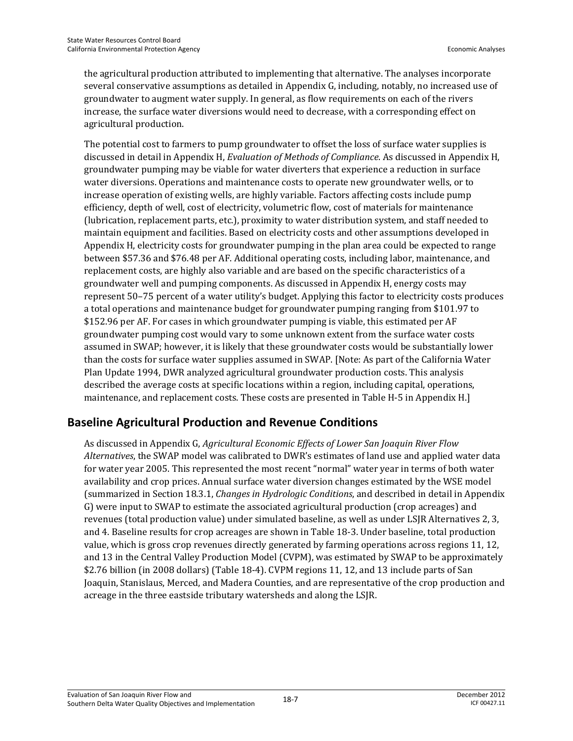the agricultural production attributed to implementing that alternative. The analyses incorporate several conservative assumptions as detailed in Appendix G, including, notably, no increased use of groundwater to augment water supply. In general, as flow requirements on each of the rivers increase, the surface water diversions would need to decrease, with a corresponding effect on agricultural production.

The potential cost to farmers to pump groundwater to offset the loss of surface water supplies is discussed in detail in Appendix H, *Evaluation of Methods of Compliance*. As discussed in Appendix H, groundwater pumping may be viable for water diverters that experience a reduction in surface water diversions. Operations and maintenance costs to operate new groundwater wells, or to increase operation of existing wells, are highly variable. Factors affecting costs include pump efficiency, depth of well, cost of electricity, volumetric flow, cost of materials for maintenance (lubrication, replacement parts, etc.), proximity to water distribution system, and staff needed to maintain equipment and facilities. Based on electricity costs and other assumptions developed in Appendix H, electricity costs for groundwater pumping in the plan area could be expected to range between $57.36 and $76.48 per AF. Additional operating costs, including labor, maintenance, and replacement costs, are highly also variable and are based on the specific characteristics of a groundwater well and pumping components. As discussed in Appendix H, energy costs may represent 50–75 percent of a water utility's budget. Applying this factor to electricity costs produces a total operations and maintenance budget for groundwater pumping ranging from $101.97 to $152.96 per AF. For cases in which groundwater pumping is viable, this estimated per AF groundwater pumping cost would vary to some unknown extent from the surface water costs assumed in SWAP; however, it is likely that these groundwater costs would be substantially lower than the costs for surface water supplies assumed in SWAP. [Note: As part of the California Water Plan Update 1994, DWR analyzed agricultural groundwater production costs. This analysis described the average costs at specific locations within a region, including capital, operations, maintenance, and replacement costs. These costs are presented in Table H-5 in Appendix H.]

## Baseline Agricultural Production and Revenue Conditions

As discussed in Appendix G, *Agricultural Economic Effects of Lower San Joaquin River Flow Alternatives*, the SWAP model was calibrated to DWR's estimates of land use and applied water data for water year 2005. This represented the most recent "normal" water year in terms of both water availability and crop prices. Annual surface water diversion changes estimated by the WSE model (summarized in Section 18.3.1, *Changes in Hydrologic Conditions*, and described in detail in Appendix G) were input to SWAP to estimate the associated agricultural production (crop acreages) and revenues (total production value) under simulated baseline, as well as under LSJR Alternatives 2, 3, and 4. Baseline results for crop acreages are shown in Table 18-3. Under baseline, total production value, which is gross crop revenues directly generated by farming operations across regions 11, 12, and 13 in the Central Valley Production Model (CVPM), was estimated by SWAP to be approximately $2.76 billion (in 2008 dollars) (Table 18-4). CVPM regions 11, 12, and 13 include parts of San Joaquin, Stanislaus, Merced, and Madera Counties, and are representative of the crop production and acreage in the three eastside tributary watersheds and along the LSJR.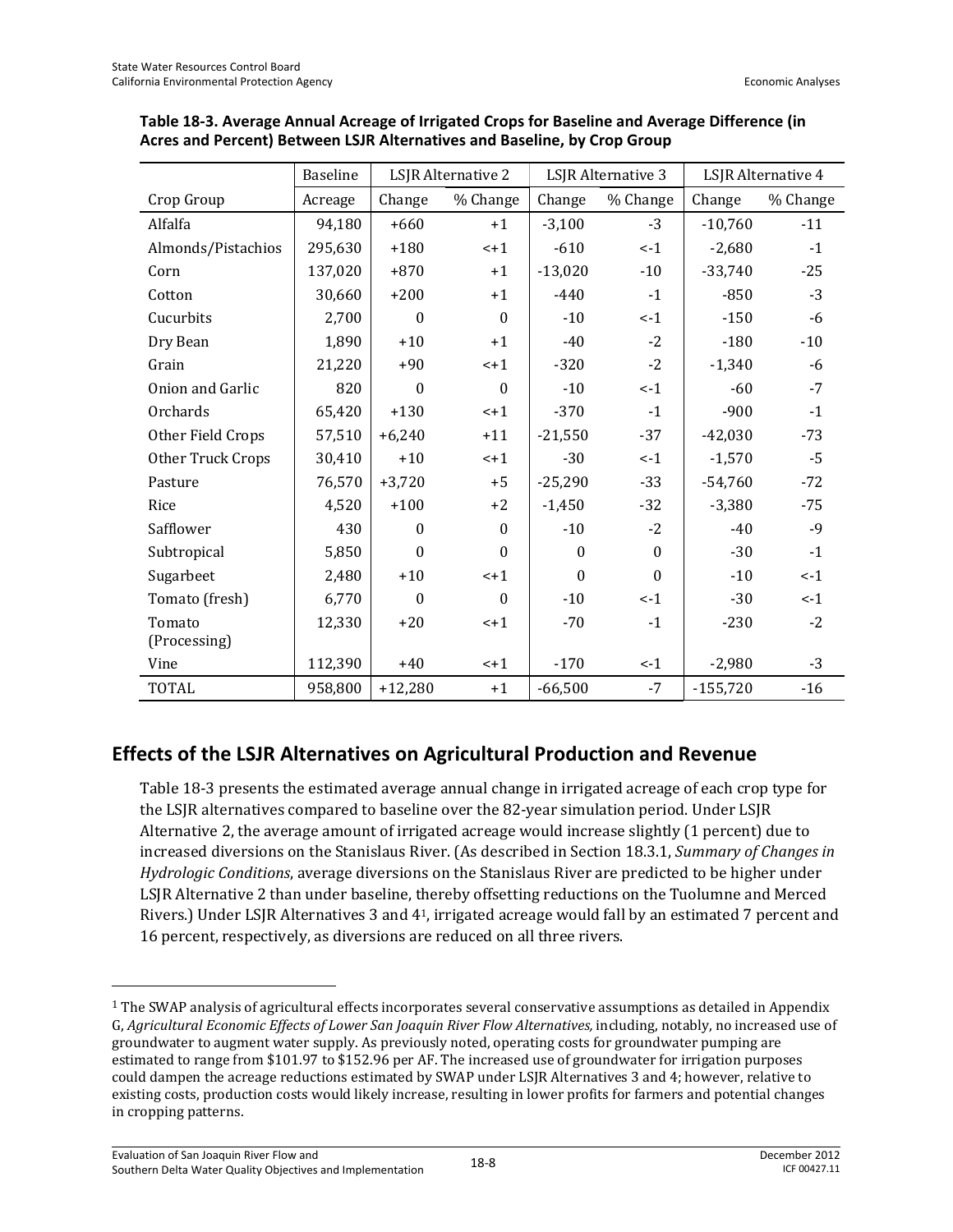**Table 18-3. Average Annual Acreage of Irrigated Crops for Baseline and Average Difference (in Acres and Percent) Between LSJR Alternatives and Baseline, by Crop Group**

| | Baseline | LSJR Alternative 2 | | LSJR Alternative 3 | | LSJR Alternative 4 | |
|---|---|---|---|---|---|---|---|
| Crop Group | Acreage | Change | % Change | Change | % Change | Change | % Change |
| Alfalfa | 94,180 | +660 | +1 | -3,100 | -3 | -10,760 | -11 |
| Almonds/Pistachios | 295,630 | +180 | <+1 | -610 | <-1 | -2,680 | -1 |
| Corn | 137,020 | +870 | +1 | -13,020 | -10 | -33,740 | -25 |
| Cotton | 30,660 | +200 | +1 | -440 | -1 | -850 | -3 |
| Cucurbits | 2,700 | 0 | 0 | -10 | <-1 | -150 | -6 |
| Dry Bean | 1,890 | +10 | +1 | -40 | -2 | -180 | -10 |
| Grain | 21,220 | +90 | <+1 | -320 | -2 | -1,340 | -6 |
| Onion and Garlic | 820 | 0 | 0 | -10 | <-1 | -60 | -7 |
| Orchards | 65,420 | +130 | <+1 | -370 | -1 | -900 | -1 |
| Other Field Crops | 57,510 | +6,240 | +11 | -21,550 | -37 | -42,030 | -73 |
| Other Truck Crops | 30,410 | +10 | <+1 | -30 | <-1 | -1,570 | -5 |
| Pasture | 76,570 | +3,720 | +5 | -25,290 | -33 | -54,760 | -72 |
| Rice | 4,520 | +100 | +2 | -1,450 | -32 | -3,380 | -75 |
| Safflower | 430 | 0 | 0 | -10 | -2 | -40 | -9 |
| Subtropical | 5,850 | 0 | 0 | 0 | 0 | -30 | -1 |
| Sugarbeet | 2,480 | +10 | <+1 | 0 | 0 | -10 | <-1 |
| Tomato (fresh) | 6,770 | 0 | 0 | -10 | <-1 | -30 | <-1 |
| Tomato (Processing) | 12,330 | +20 | <+1 | -70 | -1 | -230 | -2 |
| Vine | 112,390 | +40 | <+1 | -170 | <-1 | -2,980 | -3 |
| TOTAL | 958,800 | +12,280 | +1 | -66,500 | -7 | -155,720 | -16 |

## Effects of the LSJR Alternatives on Agricultural Production and Revenue

Table 18-3 presents the estimated average annual change in irrigated acreage of each crop type for the LSJR alternatives compared to baseline over the 82-year simulation period. Under LSJR Alternative 2, the average amount of irrigated acreage would increase slightly (1 percent) due to increased diversions on the Stanislaus River. (As described in Section 18.3.1, *Summary of Changes in Hydrologic Conditions*, average diversions on the Stanislaus River are predicted to be higher under LSJR Alternative 2 than under baseline, thereby offsetting reductions on the Tuolumne and Merced Rivers.) Under LSJR Alternatives 3 and 4[1], irrigated acreage would fall by an estimated 7 percent and 16 percent, respectively, as diversions are reduced on all three rivers.

[1] The SWAP analysis of agricultural effects incorporates several conservative assumptions as detailed in Appendix G, *Agricultural Economic Effects of Lower San Joaquin River Flow Alternatives,* including, notably, no increased use of groundwater to augment water supply. As previously noted, operating costs for groundwater pumping are estimated to range from $101.97 to $152.96 per AF. The increased use of groundwater for irrigation purposes could dampen the acreage reductions estimated by SWAP under LSJR Alternatives 3 and 4; however, relative to existing costs, production costs would likely increase, resulting in lower profits for farmers and potential changes in cropping patterns.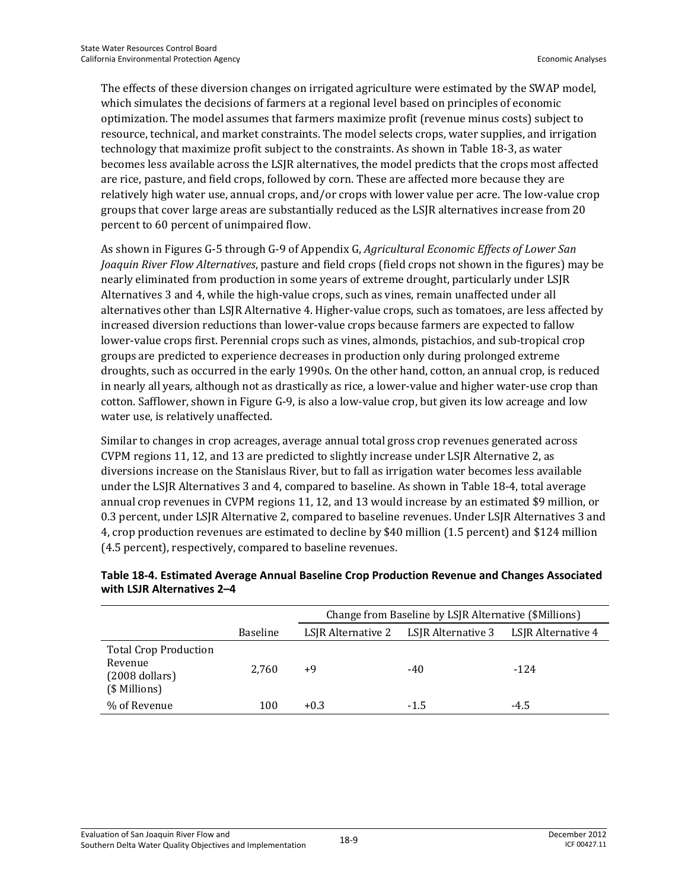The effects of these diversion changes on irrigated agriculture were estimated by the SWAP model, which simulates the decisions of farmers at a regional level based on principles of economic optimization. The model assumes that farmers maximize profit (revenue minus costs) subject to resource, technical, and market constraints. The model selects crops, water supplies, and irrigation technology that maximize profit subject to the constraints. As shown in Table 18-3, as water becomes less available across the LSJR alternatives, the model predicts that the crops most affected are rice, pasture, and field crops, followed by corn. These are affected more because they are relatively high water use, annual crops, and/or crops with lower value per acre. The low-value crop groups that cover large areas are substantially reduced as the LSJR alternatives increase from 20 percent to 60 percent of unimpaired flow.

As shown in Figures G-5 through G-9 of Appendix G, *Agricultural Economic Effects of Lower San Joaquin River Flow Alternatives*, pasture and field crops (field crops not shown in the figures) may be nearly eliminated from production in some years of extreme drought, particularly under LSJR Alternatives 3 and 4, while the high-value crops, such as vines, remain unaffected under all alternatives other than LSJR Alternative 4. Higher-value crops, such as tomatoes, are less affected by increased diversion reductions than lower-value crops because farmers are expected to fallow lower-value crops first. Perennial crops such as vines, almonds, pistachios, and sub-tropical crop groups are predicted to experience decreases in production only during prolonged extreme droughts, such as occurred in the early 1990s. On the other hand, cotton, an annual crop, is reduced in nearly all years, although not as drastically as rice, a lower-value and higher water-use crop than cotton. Safflower, shown in Figure G-9, is also a low-value crop, but given its low acreage and low water use, is relatively unaffected.

Similar to changes in crop acreages, average annual total gross crop revenues generated across CVPM regions 11, 12, and 13 are predicted to slightly increase under LSJR Alternative 2, as diversions increase on the Stanislaus River, but to fall as irrigation water becomes less available under the LSJR Alternatives 3 and 4, compared to baseline. As shown in Table 18-4, total average annual crop revenues in CVPM regions 11, 12, and 13 would increase by an estimated $9 million, or 0.3 percent, under LSJR Alternative 2, compared to baseline revenues. Under LSJR Alternatives 3 and 4, crop production revenues are estimated to decline by $40 million (1.5 percent) and $124 million (4.5 percent), respectively, compared to baseline revenues.

**Table 18-4. Estimated Average Annual Baseline Crop Production Revenue and Changes Associated with LSJR Alternatives 2–4**

| | | Change from Baseline by LSJR Alternative ($Millions) | | |
|---|---|---|---|---|
| | Baseline | LSJR Alternative 2 | LSJR Alternative 3 | LSJR Alternative 4 |
| Total Crop Production Revenue (2008 dollars) ($ Millions) | 2,760 | +9 | -40 | -124 |
| % of Revenue | 100 | +0.3 | -1.5 | -4.5 |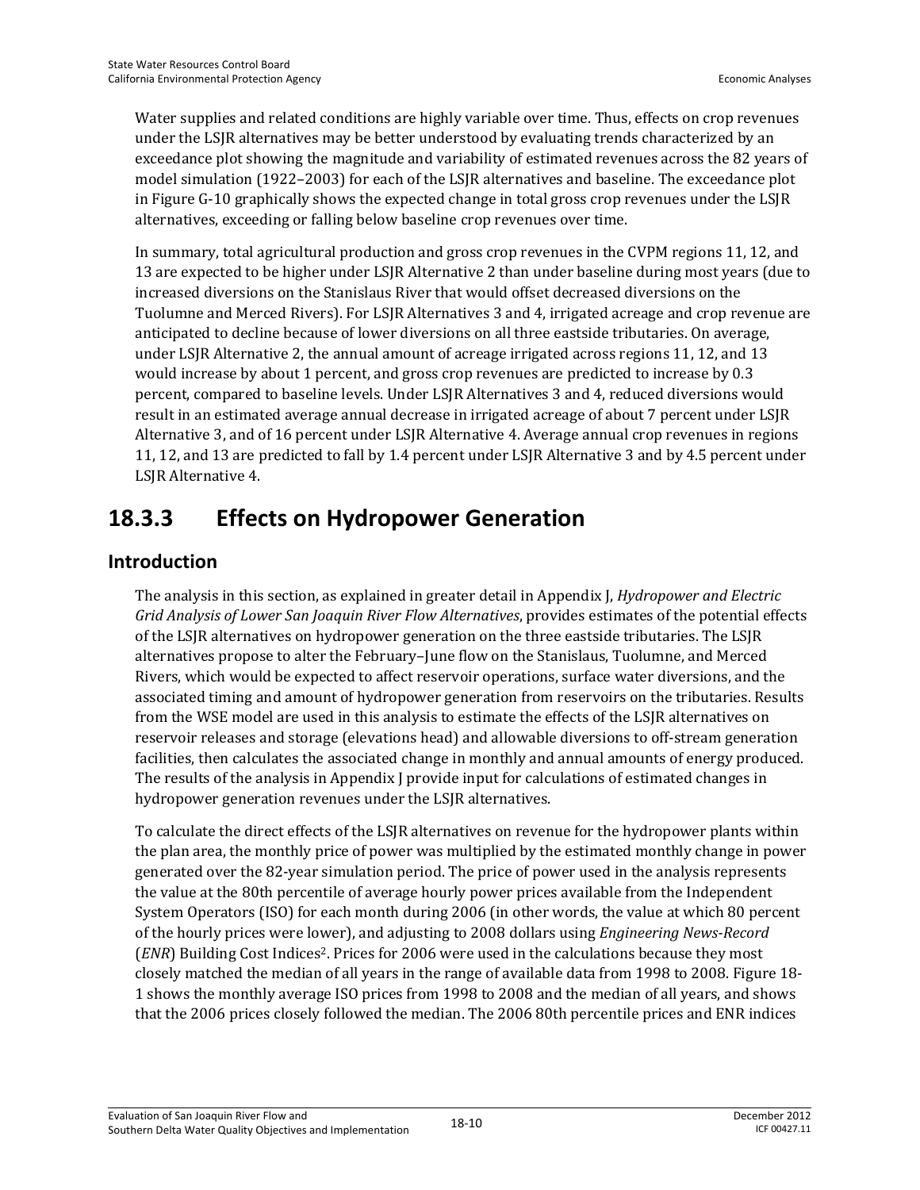Water supplies and related conditions are highly variable over time. Thus, effects on crop revenues under the LSJR alternatives may be better understood by evaluating trends characterized by an exceedance plot showing the magnitude and variability of estimated revenues across the 82 years of model simulation (1922–2003) for each of the LSJR alternatives and baseline. The exceedance plot in Figure G-10 graphically shows the expected change in total gross crop revenues under the LSJR alternatives, exceeding or falling below baseline crop revenues over time.

In summary, total agricultural production and gross crop revenues in the CVPM regions 11, 12, and 13 are expected to be higher under LSJR Alternative 2 than under baseline during most years (due to increased diversions on the Stanislaus River that would offset decreased diversions on the Tuolumne and Merced Rivers). For LSJR Alternatives 3 and 4, irrigated acreage and crop revenue are anticipated to decline because of lower diversions on all three eastside tributaries. On average, under LSJR Alternative 2, the annual amount of acreage irrigated across regions 11, 12, and 13 would increase by about 1 percent, and gross crop revenues are predicted to increase by 0.3 percent, compared to baseline levels. Under LSJR Alternatives 3 and 4, reduced diversions would result in an estimated average annual decrease in irrigated acreage of about 7 percent under LSJR Alternative 3, and of 16 percent under LSJR Alternative 4. Average annual crop revenues in regions 11, 12, and 13 are predicted to fall by 1.4 percent under LSJR Alternative 3 and by 4.5 percent under LSJR Alternative 4.

## 18.3.3 Effects on Hydropower Generation

### Introduction

The analysis in this section, as explained in greater detail in Appendix J, *Hydropower and Electric Grid Analysis of Lower San Joaquin River Flow Alternatives*, provides estimates of the potential effects of the LSJR alternatives on hydropower generation on the three eastside tributaries. The LSJR alternatives propose to alter the February–June flow on the Stanislaus, Tuolumne, and Merced Rivers, which would be expected to affect reservoir operations, surface water diversions, and the associated timing and amount of hydropower generation from reservoirs on the tributaries. Results from the WSE model are used in this analysis to estimate the effects of the LSJR alternatives on reservoir releases and storage (elevations head) and allowable diversions to off-stream generation facilities, then calculates the associated change in monthly and annual amounts of energy produced. The results of the analysis in Appendix J provide input for calculations of estimated changes in hydropower generation revenues under the LSJR alternatives.

To calculate the direct effects of the LSJR alternatives on revenue for the hydropower plants within the plan area, the monthly price of power was multiplied by the estimated monthly change in power generated over the 82-year simulation period. The price of power used in the analysis represents the value at the 80th percentile of average hourly power prices available from the Independent System Operators (ISO) for each month during 2006 (in other words, the value at which 80 percent of the hourly prices were lower), and adjusting to 2008 dollars using *Engineering News-Record* (*ENR*) Building Cost Indices[2]. Prices for 2006 were used in the calculations because they most closely matched the median of all years in the range of available data from 1998 to 2008. Figure 18-1 shows the monthly average ISO prices from 1998 to 2008 and the median of all years, and shows that the 2006 prices closely followed the median. The 2006 80th percentile prices and ENR indices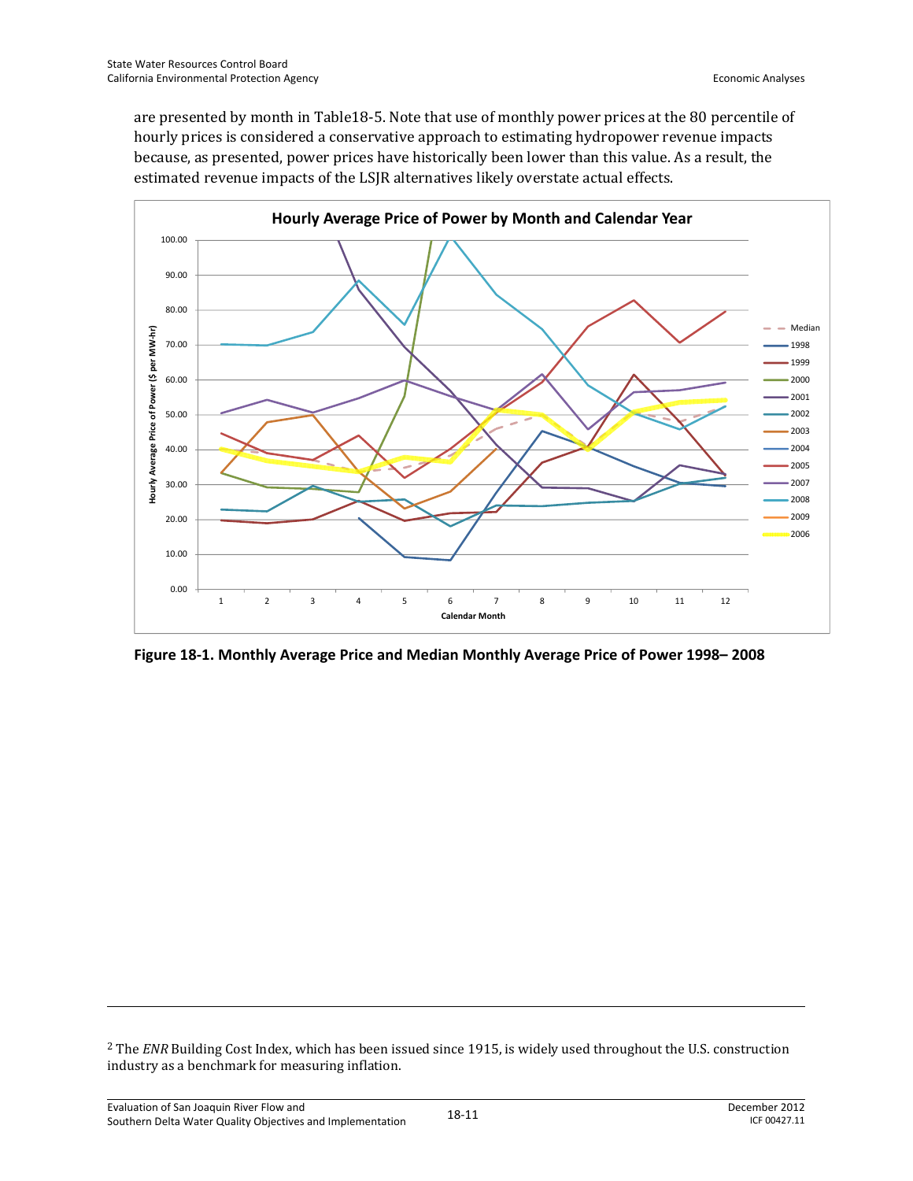are presented by month in Table18-5. Note that use of monthly power prices at the 80 percentile of hourly prices is considered a conservative approach to estimating hydropower revenue impacts because, as presented, power prices have historically been lower than this value. As a result, the estimated revenue impacts of the LSJR alternatives likely overstate actual effects.

**Figure 18-1. Monthly Average Price and Median Monthly Average Price of Power 1998– 2008**

---

[2] The *ENR* Building Cost Index, which has been issued since 1915, is widely used throughout the U.S. construction industry as a benchmark for measuring inflation.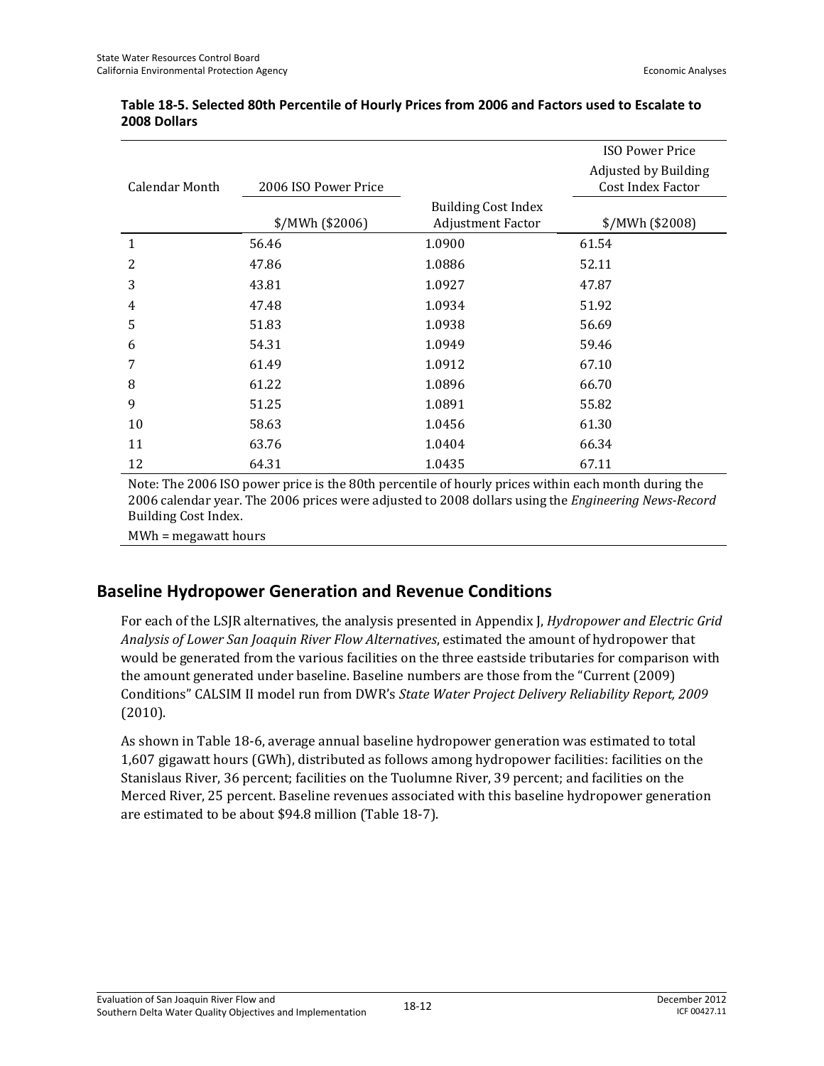**Table 18-5. Selected 80th Percentile of Hourly Prices from 2006 and Factors used to Escalate to 2008 Dollars**

| Calendar Month | 2006 ISO Power Price | | ISO Power Price Adjusted by Building Cost Index Factor |
|---|---|---|---|
| | $/MWh ($2006) | Building Cost Index Adjustment Factor | $/MWh ($2008) |
| 1 | 56.46 | 1.0900 | 61.54 |
| 2 | 47.86 | 1.0886 | 52.11 |
| 3 | 43.81 | 1.0927 | 47.87 |
| 4 | 47.48 | 1.0934 | 51.92 |
| 5 | 51.83 | 1.0938 | 56.69 |
| 6 | 54.31 | 1.0949 | 59.46 |
| 7 | 61.49 | 1.0912 | 67.10 |
| 8 | 61.22 | 1.0896 | 66.70 |
| 9 | 51.25 | 1.0891 | 55.82 |
| 10 | 58.63 | 1.0456 | 61.30 |
| 11 | 63.76 | 1.0404 | 66.34 |
| 12 | 64.31 | 1.0435 | 67.11 |

Note: The 2006 ISO power price is the 80th percentile of hourly prices within each month during the 2006 calendar year. The 2006 prices were adjusted to 2008 dollars using the *Engineering News-Record* Building Cost Index.

MWh = megawatt hours

## Baseline Hydropower Generation and Revenue Conditions

For each of the LSJR alternatives, the analysis presented in Appendix J, *Hydropower and Electric Grid Analysis of Lower San Joaquin River Flow Alternatives*, estimated the amount of hydropower that would be generated from the various facilities on the three eastside tributaries for comparison with the amount generated under baseline. Baseline numbers are those from the "Current (2009) Conditions" CALSIM II model run from DWR's *State Water Project Delivery Reliability Report, 2009* (2010).

As shown in Table 18-6, average annual baseline hydropower generation was estimated to total 1,607 gigawatt hours (GWh), distributed as follows among hydropower facilities: facilities on the Stanislaus River, 36 percent; facilities on the Tuolumne River, 39 percent; and facilities on the Merced River, 25 percent. Baseline revenues associated with this baseline hydropower generation are estimated to be about $94.8 million (Table 18-7).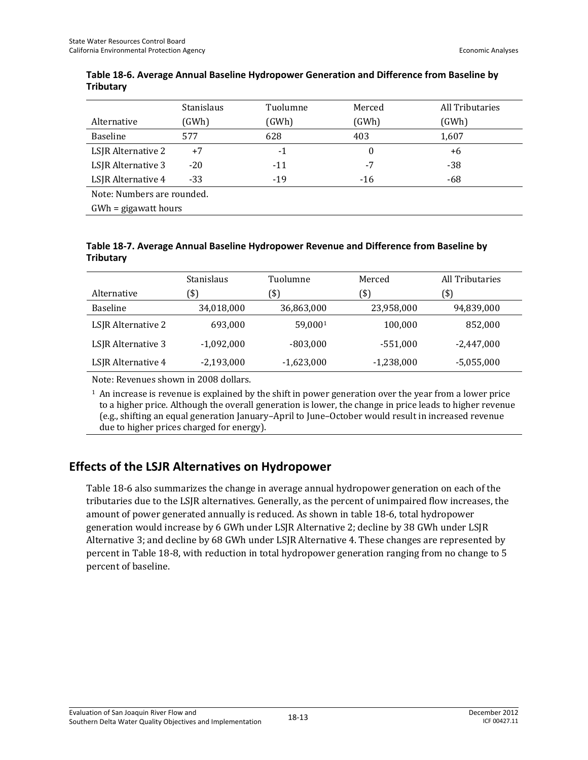**Table 18-6. Average Annual Baseline Hydropower Generation and Difference from Baseline by Tributary**

| Alternative | Stanislaus (GWh) | Tuolumne (GWh) | Merced (GWh) | All Tributaries (GWh) |
|---|---|---|---|---|
| Baseline | 577 | 628 | 403 | 1,607 |
| LSJR Alternative 2 | +7 | -1 | 0 | +6 |
| LSJR Alternative 3 | -20 | -11 | -7 | -38 |
| LSJR Alternative 4 | -33 | -19 | -16 | -68 |

Note: Numbers are rounded.

GWh = gigawatt hours

**Table 18-7. Average Annual Baseline Hydropower Revenue and Difference from Baseline by Tributary**

| Alternative | Stanislaus ($) | Tuolumne ($) | Merced ($) | All Tributaries ($) |
|---|---|---|---|---|
| Baseline | 34,018,000 | 36,863,000 | 23,958,000 | 94,839,000 |
| LSJR Alternative 2 | 693,000 | 59,000[1] | 100,000 | 852,000 |
| LSJR Alternative 3 | -1,092,000 | -803,000 | -551,000 | -2,447,000 |
| LSJR Alternative 4 | -2,193,000 | -1,623,000 | -1,238,000 | -5,055,000 |

Note: Revenues shown in 2008 dollars.

[1] An increase is revenue is explained by the shift in power generation over the year from a lower price to a higher price. Although the overall generation is lower, the change in price leads to higher revenue (e.g., shifting an equal generation January–April to June–October would result in increased revenue due to higher prices charged for energy).

## Effects of the LSJR Alternatives on Hydropower

Table 18-6 also summarizes the change in average annual hydropower generation on each of the tributaries due to the LSJR alternatives. Generally, as the percent of unimpaired flow increases, the amount of power generated annually is reduced. As shown in table 18-6, total hydropower generation would increase by 6 GWh under LSJR Alternative 2; decline by 38 GWh under LSJR Alternative 3; and decline by 68 GWh under LSJR Alternative 4. These changes are represented by percent in Table 18-8, with reduction in total hydropower generation ranging from no change to 5 percent of baseline.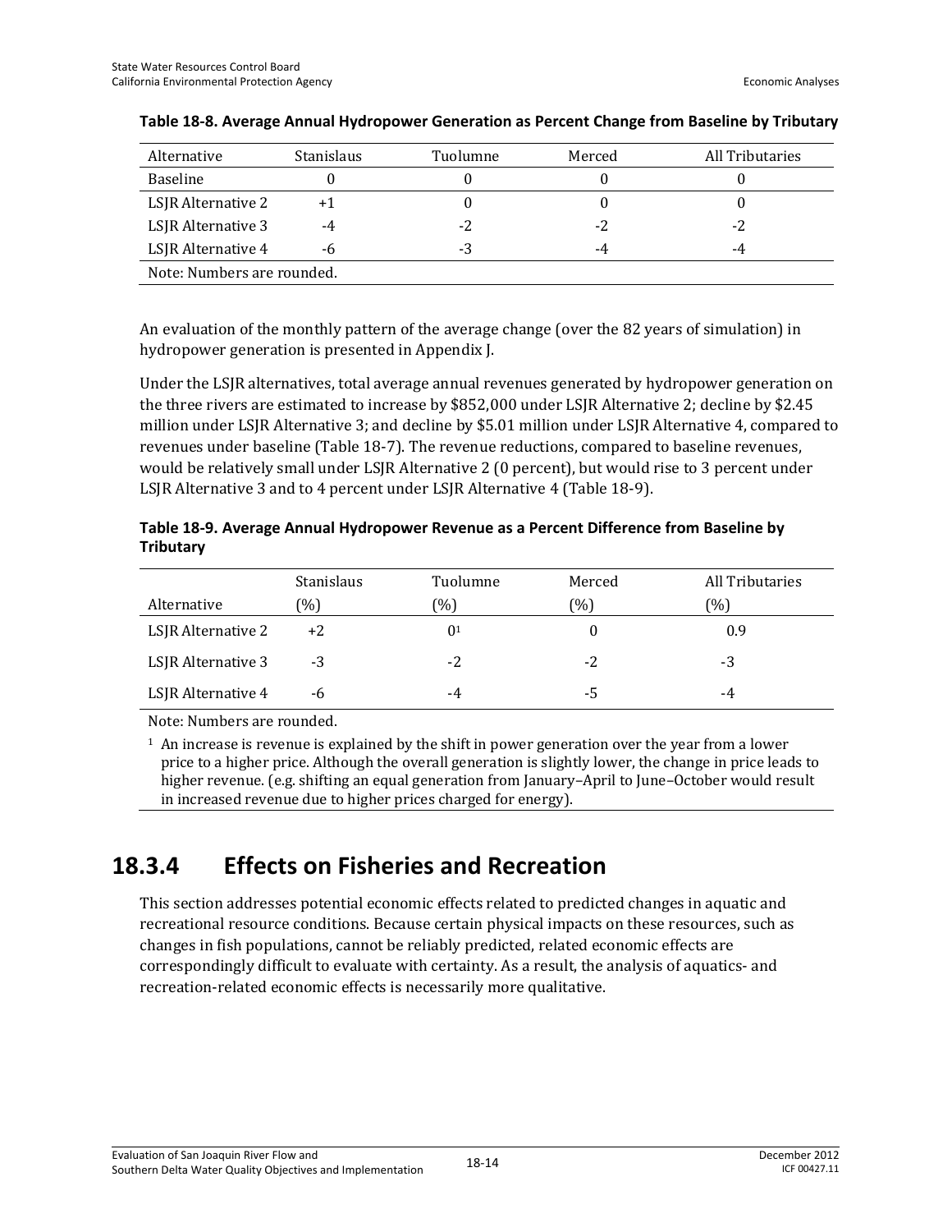**Table 18-8. Average Annual Hydropower Generation as Percent Change from Baseline by Tributary**

| Alternative | Stanislaus | Tuolumne | Merced | All Tributaries |
|---|---|---|---|---|
| Baseline | 0 | 0 | 0 | 0 |
| LSJR Alternative 2 | +1 | 0 | 0 | 0 |
| LSJR Alternative 3 | -4 | -2 | -2 | -2 |
| LSJR Alternative 4 | -6 | -3 | -4 | -4 |
| Note: Numbers are rounded. | | | | |

An evaluation of the monthly pattern of the average change (over the 82 years of simulation) in hydropower generation is presented in Appendix J.

Under the LSJR alternatives, total average annual revenues generated by hydropower generation on the three rivers are estimated to increase by $852,000 under LSJR Alternative 2; decline by $2.45 million under LSJR Alternative 3; and decline by $5.01 million under LSJR Alternative 4, compared to revenues under baseline (Table 18-7). The revenue reductions, compared to baseline revenues, would be relatively small under LSJR Alternative 2 (0 percent), but would rise to 3 percent under LSJR Alternative 3 and to 4 percent under LSJR Alternative 4 (Table 18-9).

**Table 18-9. Average Annual Hydropower Revenue as a Percent Difference from Baseline by Tributary**

| Alternative | Stanislaus (%) | Tuolumne (%) | Merced (%) | All Tributaries (%) |
|---|---|---|---|---|
| LSJR Alternative 2 | +2 | 0[1] | 0 | 0.9 |
| LSJR Alternative 3 | -3 | -2 | -2 | -3 |
| LSJR Alternative 4 | -6 | -4 | -5 | -4 |

Note: Numbers are rounded.

[1] An increase is revenue is explained by the shift in power generation over the year from a lower price to a higher price. Although the overall generation is slightly lower, the change in price leads to higher revenue. (e.g. shifting an equal generation from January–April to June–October would result in increased revenue due to higher prices charged for energy).

## 18.3.4 Effects on Fisheries and Recreation

This section addresses potential economic effects related to predicted changes in aquatic and recreational resource conditions. Because certain physical impacts on these resources, such as changes in fish populations, cannot be reliably predicted, related economic effects are correspondingly difficult to evaluate with certainty. As a result, the analysis of aquatics- and recreation-related economic effects is necessarily more qualitative.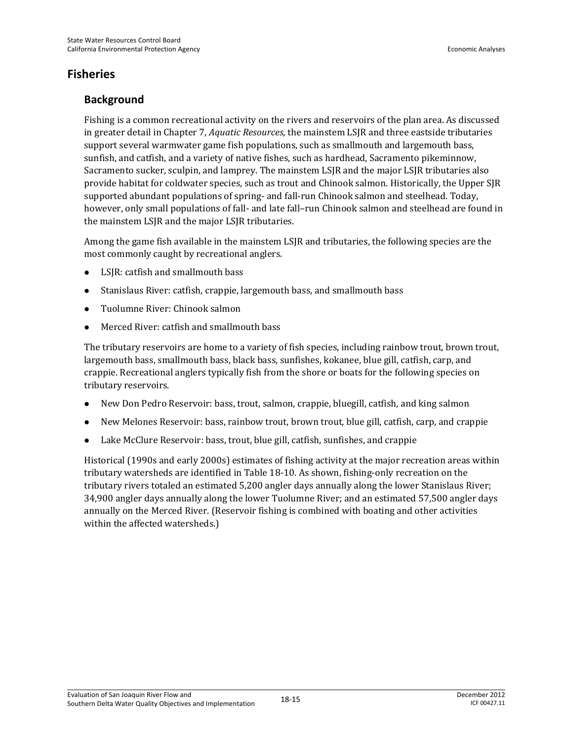## Fisheries

### Background

Fishing is a common recreational activity on the rivers and reservoirs of the plan area. As discussed in greater detail in Chapter 7, *Aquatic Resources*, the mainstem LSJR and three eastside tributaries support several warmwater game fish populations, such as smallmouth and largemouth bass, sunfish, and catfish, and a variety of native fishes, such as hardhead, Sacramento pikeminnow, Sacramento sucker, sculpin, and lamprey. The mainstem LSJR and the major LSJR tributaries also provide habitat for coldwater species, such as trout and Chinook salmon. Historically, the Upper SJR supported abundant populations of spring- and fall-run Chinook salmon and steelhead. Today, however, only small populations of fall- and late fall–run Chinook salmon and steelhead are found in the mainstem LSJR and the major LSJR tributaries.

Among the game fish available in the mainstem LSJR and tributaries, the following species are the most commonly caught by recreational anglers.

- LSJR: catfish and smallmouth bass
- Stanislaus River: catfish, crappie, largemouth bass, and smallmouth bass
- Tuolumne River: Chinook salmon
- Merced River: catfish and smallmouth bass

The tributary reservoirs are home to a variety of fish species, including rainbow trout, brown trout, largemouth bass, smallmouth bass, black bass, sunfishes, kokanee, blue gill, catfish, carp, and crappie. Recreational anglers typically fish from the shore or boats for the following species on tributary reservoirs.

- New Don Pedro Reservoir: bass, trout, salmon, crappie, bluegill, catfish, and king salmon
- New Melones Reservoir: bass, rainbow trout, brown trout, blue gill, catfish, carp, and crappie
- Lake McClure Reservoir: bass, trout, blue gill, catfish, sunfishes, and crappie

Historical (1990s and early 2000s) estimates of fishing activity at the major recreation areas within tributary watersheds are identified in Table 18-10. As shown, fishing-only recreation on the tributary rivers totaled an estimated 5,200 angler days annually along the lower Stanislaus River; 34,900 angler days annually along the lower Tuolumne River; and an estimated 57,500 angler days annually on the Merced River. (Reservoir fishing is combined with boating and other activities within the affected watersheds.)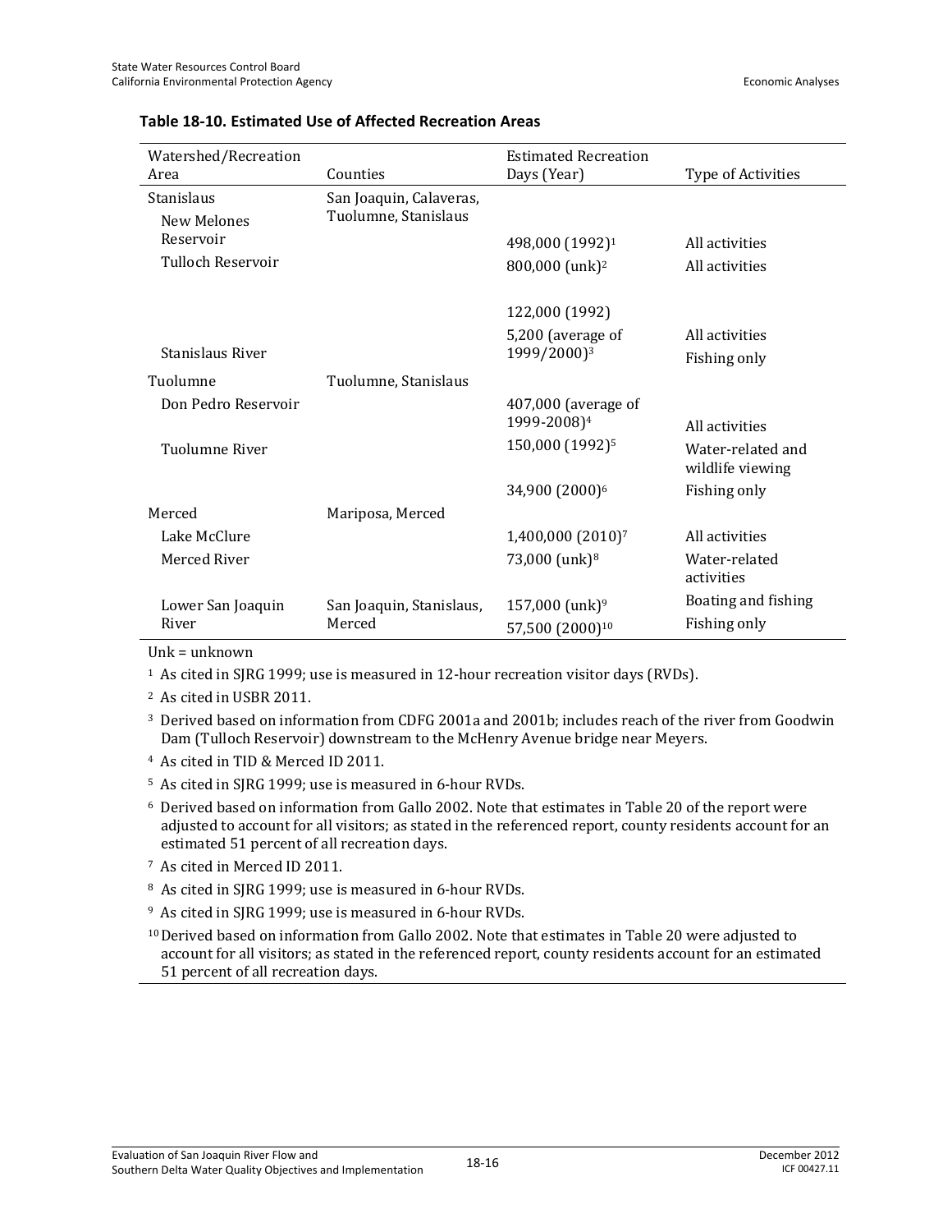**Table 18-10. Estimated Use of Affected Recreation Areas**

| Watershed/Recreation Area | Counties | Estimated Recreation Days (Year) | Type of Activities |
|---|---|---|---|
| Stanislaus | San Joaquin, Calaveras, Tuolumne, Stanislaus | | |
| New Melones Reservoir | | 498,000 (1992)[1] | All activities |
| Tulloch Reservoir | | 800,000 (unk)[2] | All activities |
| | | 122,000 (1992) | All activities |
| Stanislaus River | | 5,200 (average of 1999/2000)[3] | Fishing only |
| Tuolumne | Tuolumne, Stanislaus | | |
| Don Pedro Reservoir | | 407,000 (average of 1999-2008)[4] | All activities |
| Tuolumne River | | 150,000 (1992)[5] | Water-related and wildlife viewing |
| | | 34,900 (2000)[6] | Fishing only |
| Merced | Mariposa, Merced | | |
| Lake McClure | | 1,400,000 (2010)[7] | All activities |
| Merced River | | 73,000 (unk)[8] | Water-related activities |
| Lower San Joaquin River | San Joaquin, Stanislaus, Merced | 157,000 (unk)[9] | Boating and fishing |
| | | 57,500 (2000)[10] | Fishing only |

Unk = unknown

[1] As cited in SJRG 1999; use is measured in 12-hour recreation visitor days (RVDs).

[2] As cited in USBR 2011.

[3] Derived based on information from CDFG 2001a and 2001b; includes reach of the river from Goodwin Dam (Tulloch Reservoir) downstream to the McHenry Avenue bridge near Meyers.

[4] As cited in TID & Merced ID 2011.

[5] As cited in SJRG 1999; use is measured in 6-hour RVDs.

[6] Derived based on information from Gallo 2002. Note that estimates in Table 20 of the report were adjusted to account for all visitors; as stated in the referenced report, county residents account for an estimated 51 percent of all recreation days.

[7] As cited in Merced ID 2011.

[8] As cited in SJRG 1999; use is measured in 6-hour RVDs.

[9] As cited in SJRG 1999; use is measured in 6-hour RVDs.

[10] Derived based on information from Gallo 2002. Note that estimates in Table 20 were adjusted to account for all visitors; as stated in the referenced report, county residents account for an estimated 51 percent of all recreation days.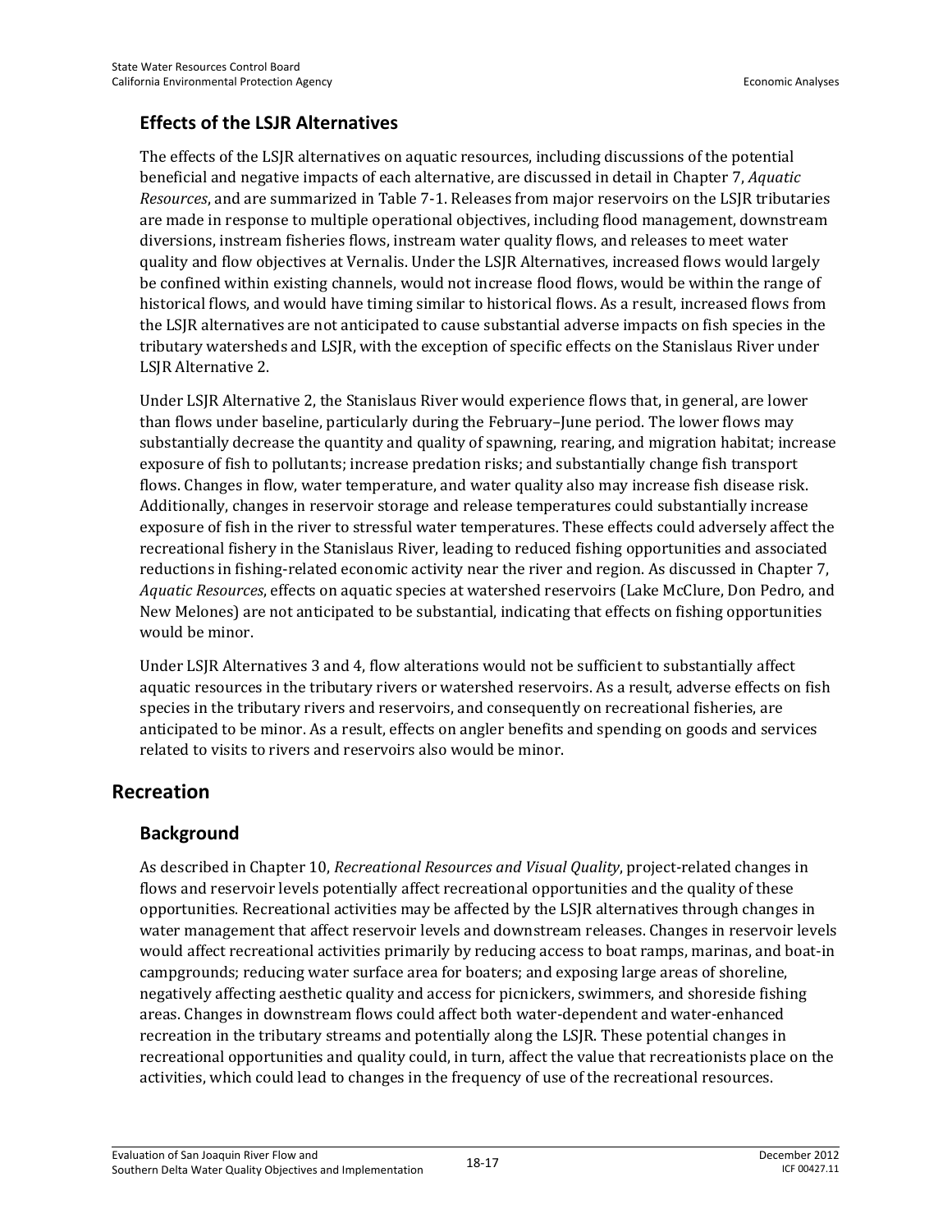### Effects of the LSJR Alternatives

The effects of the LSJR alternatives on aquatic resources, including discussions of the potential beneficial and negative impacts of each alternative, are discussed in detail in Chapter 7, *Aquatic Resources*, and are summarized in Table 7-1. Releases from major reservoirs on the LSJR tributaries are made in response to multiple operational objectives, including flood management, downstream diversions, instream fisheries flows, instream water quality flows, and releases to meet water quality and flow objectives at Vernalis. Under the LSJR Alternatives, increased flows would largely be confined within existing channels, would not increase flood flows, would be within the range of historical flows, and would have timing similar to historical flows. As a result, increased flows from the LSJR alternatives are not anticipated to cause substantial adverse impacts on fish species in the tributary watersheds and LSJR, with the exception of specific effects on the Stanislaus River under LSJR Alternative 2.

Under LSJR Alternative 2, the Stanislaus River would experience flows that, in general, are lower than flows under baseline, particularly during the February–June period. The lower flows may substantially decrease the quantity and quality of spawning, rearing, and migration habitat; increase exposure of fish to pollutants; increase predation risks; and substantially change fish transport flows. Changes in flow, water temperature, and water quality also may increase fish disease risk. Additionally, changes in reservoir storage and release temperatures could substantially increase exposure of fish in the river to stressful water temperatures. These effects could adversely affect the recreational fishery in the Stanislaus River, leading to reduced fishing opportunities and associated reductions in fishing-related economic activity near the river and region. As discussed in Chapter 7, *Aquatic Resources*, effects on aquatic species at watershed reservoirs (Lake McClure, Don Pedro, and New Melones) are not anticipated to be substantial, indicating that effects on fishing opportunities would be minor.

Under LSJR Alternatives 3 and 4, flow alterations would not be sufficient to substantially affect aquatic resources in the tributary rivers or watershed reservoirs. As a result, adverse effects on fish species in the tributary rivers and reservoirs, and consequently on recreational fisheries, are anticipated to be minor. As a result, effects on angler benefits and spending on goods and services related to visits to rivers and reservoirs also would be minor.

## Recreation

### Background

As described in Chapter 10, *Recreational Resources and Visual Quality*, project-related changes in flows and reservoir levels potentially affect recreational opportunities and the quality of these opportunities. Recreational activities may be affected by the LSJR alternatives through changes in water management that affect reservoir levels and downstream releases. Changes in reservoir levels would affect recreational activities primarily by reducing access to boat ramps, marinas, and boat-in campgrounds; reducing water surface area for boaters; and exposing large areas of shoreline, negatively affecting aesthetic quality and access for picnickers, swimmers, and shoreside fishing areas. Changes in downstream flows could affect both water-dependent and water-enhanced recreation in the tributary streams and potentially along the LSJR. These potential changes in recreational opportunities and quality could, in turn, affect the value that recreationists place on the activities, which could lead to changes in the frequency of use of the recreational resources.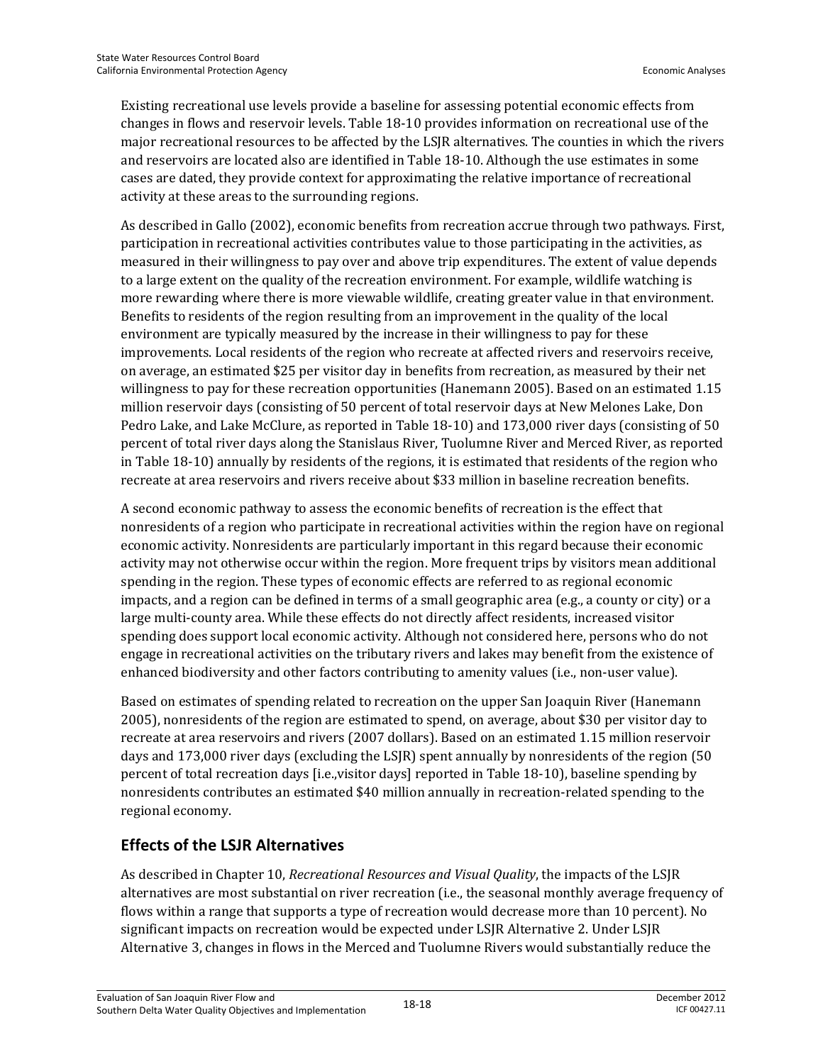Existing recreational use levels provide a baseline for assessing potential economic effects from changes in flows and reservoir levels. Table 18-10 provides information on recreational use of the major recreational resources to be affected by the LSJR alternatives. The counties in which the rivers and reservoirs are located also are identified in Table 18-10. Although the use estimates in some cases are dated, they provide context for approximating the relative importance of recreational activity at these areas to the surrounding regions.

As described in Gallo (2002), economic benefits from recreation accrue through two pathways. First, participation in recreational activities contributes value to those participating in the activities, as measured in their willingness to pay over and above trip expenditures. The extent of value depends to a large extent on the quality of the recreation environment. For example, wildlife watching is more rewarding where there is more viewable wildlife, creating greater value in that environment. Benefits to residents of the region resulting from an improvement in the quality of the local environment are typically measured by the increase in their willingness to pay for these improvements. Local residents of the region who recreate at affected rivers and reservoirs receive, on average, an estimated $25 per visitor day in benefits from recreation, as measured by their net willingness to pay for these recreation opportunities (Hanemann 2005). Based on an estimated 1.15 million reservoir days (consisting of 50 percent of total reservoir days at New Melones Lake, Don Pedro Lake, and Lake McClure, as reported in Table 18-10) and 173,000 river days (consisting of 50 percent of total river days along the Stanislaus River, Tuolumne River and Merced River, as reported in Table 18-10) annually by residents of the regions, it is estimated that residents of the region who recreate at area reservoirs and rivers receive about $33 million in baseline recreation benefits.

A second economic pathway to assess the economic benefits of recreation is the effect that nonresidents of a region who participate in recreational activities within the region have on regional economic activity. Nonresidents are particularly important in this regard because their economic activity may not otherwise occur within the region. More frequent trips by visitors mean additional spending in the region. These types of economic effects are referred to as regional economic impacts, and a region can be defined in terms of a small geographic area (e.g., a county or city) or a large multi-county area. While these effects do not directly affect residents, increased visitor spending does support local economic activity. Although not considered here, persons who do not engage in recreational activities on the tributary rivers and lakes may benefit from the existence of enhanced biodiversity and other factors contributing to amenity values (i.e., non-user value).

Based on estimates of spending related to recreation on the upper San Joaquin River (Hanemann 2005), nonresidents of the region are estimated to spend, on average, about $30 per visitor day to recreate at area reservoirs and rivers (2007 dollars). Based on an estimated 1.15 million reservoir days and 173,000 river days (excluding the LSJR) spent annually by nonresidents of the region (50 percent of total recreation days [i.e.,visitor days] reported in Table 18-10), baseline spending by nonresidents contributes an estimated $40 million annually in recreation-related spending to the regional economy.

## Effects of the LSJR Alternatives

As described in Chapter 10, *Recreational Resources and Visual Quality*, the impacts of the LSJR alternatives are most substantial on river recreation (i.e., the seasonal monthly average frequency of flows within a range that supports a type of recreation would decrease more than 10 percent). No significant impacts on recreation would be expected under LSJR Alternative 2. Under LSJR Alternative 3, changes in flows in the Merced and Tuolumne Rivers would substantially reduce the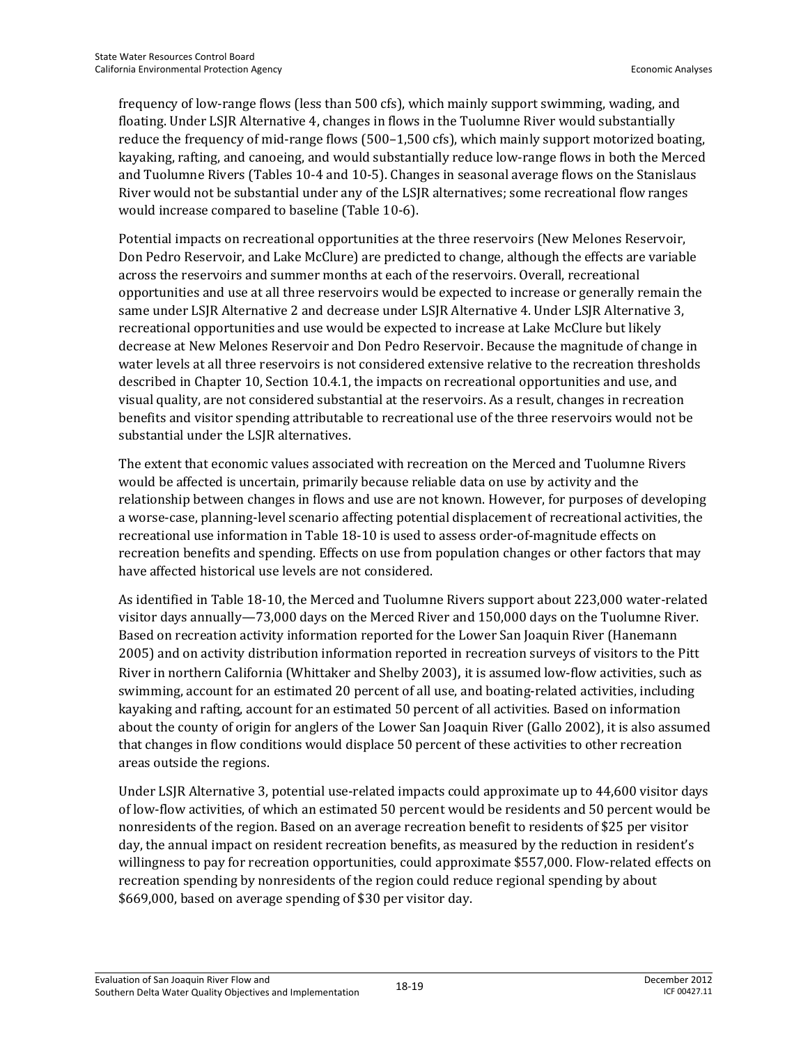frequency of low-range flows (less than 500 cfs), which mainly support swimming, wading, and floating. Under LSJR Alternative 4, changes in flows in the Tuolumne River would substantially reduce the frequency of mid-range flows (500–1,500 cfs), which mainly support motorized boating, kayaking, rafting, and canoeing, and would substantially reduce low-range flows in both the Merced and Tuolumne Rivers (Tables 10-4 and 10-5). Changes in seasonal average flows on the Stanislaus River would not be substantial under any of the LSJR alternatives; some recreational flow ranges would increase compared to baseline (Table 10-6).

Potential impacts on recreational opportunities at the three reservoirs (New Melones Reservoir, Don Pedro Reservoir, and Lake McClure) are predicted to change, although the effects are variable across the reservoirs and summer months at each of the reservoirs. Overall, recreational opportunities and use at all three reservoirs would be expected to increase or generally remain the same under LSJR Alternative 2 and decrease under LSJR Alternative 4. Under LSJR Alternative 3, recreational opportunities and use would be expected to increase at Lake McClure but likely decrease at New Melones Reservoir and Don Pedro Reservoir. Because the magnitude of change in water levels at all three reservoirs is not considered extensive relative to the recreation thresholds described in Chapter 10, Section 10.4.1, the impacts on recreational opportunities and use, and visual quality, are not considered substantial at the reservoirs. As a result, changes in recreation benefits and visitor spending attributable to recreational use of the three reservoirs would not be substantial under the LSJR alternatives.

The extent that economic values associated with recreation on the Merced and Tuolumne Rivers would be affected is uncertain, primarily because reliable data on use by activity and the relationship between changes in flows and use are not known. However, for purposes of developing a worse-case, planning-level scenario affecting potential displacement of recreational activities, the recreational use information in Table 18-10 is used to assess order-of-magnitude effects on recreation benefits and spending. Effects on use from population changes or other factors that may have affected historical use levels are not considered.

As identified in Table 18-10, the Merced and Tuolumne Rivers support about 223,000 water-related visitor days annually—73,000 days on the Merced River and 150,000 days on the Tuolumne River. Based on recreation activity information reported for the Lower San Joaquin River (Hanemann 2005) and on activity distribution information reported in recreation surveys of visitors to the Pitt River in northern California (Whittaker and Shelby 2003), it is assumed low-flow activities, such as swimming, account for an estimated 20 percent of all use, and boating-related activities, including kayaking and rafting, account for an estimated 50 percent of all activities. Based on information about the county of origin for anglers of the Lower San Joaquin River (Gallo 2002), it is also assumed that changes in flow conditions would displace 50 percent of these activities to other recreation areas outside the regions.

Under LSJR Alternative 3, potential use-related impacts could approximate up to 44,600 visitor days of low-flow activities, of which an estimated 50 percent would be residents and 50 percent would be nonresidents of the region. Based on an average recreation benefit to residents of $25 per visitor day, the annual impact on resident recreation benefits, as measured by the reduction in resident's willingness to pay for recreation opportunities, could approximate $557,000. Flow-related effects on recreation spending by nonresidents of the region could reduce regional spending by about $669,000, based on average spending of $30 per visitor day.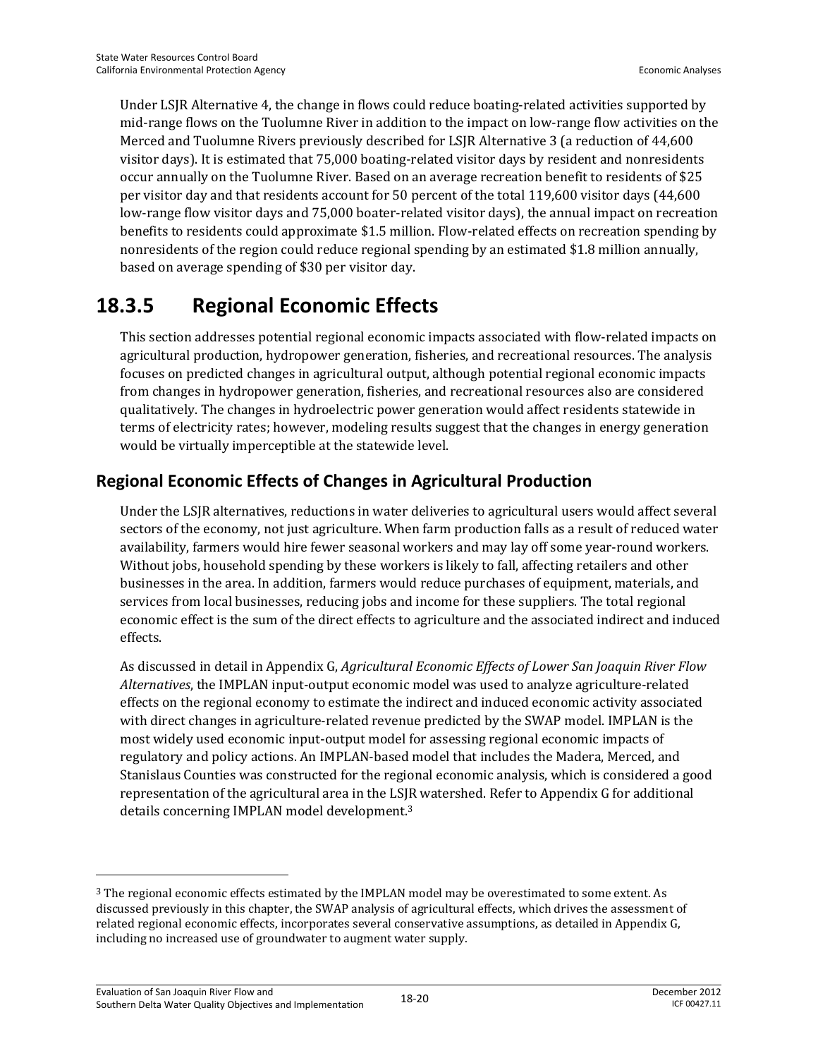Under LSJR Alternative 4, the change in flows could reduce boating-related activities supported by mid-range flows on the Tuolumne River in addition to the impact on low-range flow activities on the Merced and Tuolumne Rivers previously described for LSJR Alternative 3 (a reduction of 44,600 visitor days). It is estimated that 75,000 boating-related visitor days by resident and nonresidents occur annually on the Tuolumne River. Based on an average recreation benefit to residents of $25 per visitor day and that residents account for 50 percent of the total 119,600 visitor days (44,600 low-range flow visitor days and 75,000 boater-related visitor days), the annual impact on recreation benefits to residents could approximate $1.5 million. Flow-related effects on recreation spending by nonresidents of the region could reduce regional spending by an estimated $1.8 million annually, based on average spending of $30 per visitor day.

# 18.3.5 Regional Economic Effects

This section addresses potential regional economic impacts associated with flow-related impacts on agricultural production, hydropower generation, fisheries, and recreational resources. The analysis focuses on predicted changes in agricultural output, although potential regional economic impacts from changes in hydropower generation, fisheries, and recreational resources also are considered qualitatively. The changes in hydroelectric power generation would affect residents statewide in terms of electricity rates; however, modeling results suggest that the changes in energy generation would be virtually imperceptible at the statewide level.

## Regional Economic Effects of Changes in Agricultural Production

Under the LSJR alternatives, reductions in water deliveries to agricultural users would affect several sectors of the economy, not just agriculture. When farm production falls as a result of reduced water availability, farmers would hire fewer seasonal workers and may lay off some year-round workers. Without jobs, household spending by these workers is likely to fall, affecting retailers and other businesses in the area. In addition, farmers would reduce purchases of equipment, materials, and services from local businesses, reducing jobs and income for these suppliers. The total regional economic effect is the sum of the direct effects to agriculture and the associated indirect and induced effects.

As discussed in detail in Appendix G, *Agricultural Economic Effects of Lower San Joaquin River Flow Alternatives*, the IMPLAN input-output economic model was used to analyze agriculture-related effects on the regional economy to estimate the indirect and induced economic activity associated with direct changes in agriculture-related revenue predicted by the SWAP model. IMPLAN is the most widely used economic input-output model for assessing regional economic impacts of regulatory and policy actions. An IMPLAN-based model that includes the Madera, Merced, and Stanislaus Counties was constructed for the regional economic analysis, which is considered a good representation of the agricultural area in the LSJR watershed. Refer to Appendix G for additional details concerning IMPLAN model development.[3]

[3] The regional economic effects estimated by the IMPLAN model may be overestimated to some extent. As discussed previously in this chapter, the SWAP analysis of agricultural effects, which drives the assessment of related regional economic effects, incorporates several conservative assumptions, as detailed in Appendix G, including no increased use of groundwater to augment water supply.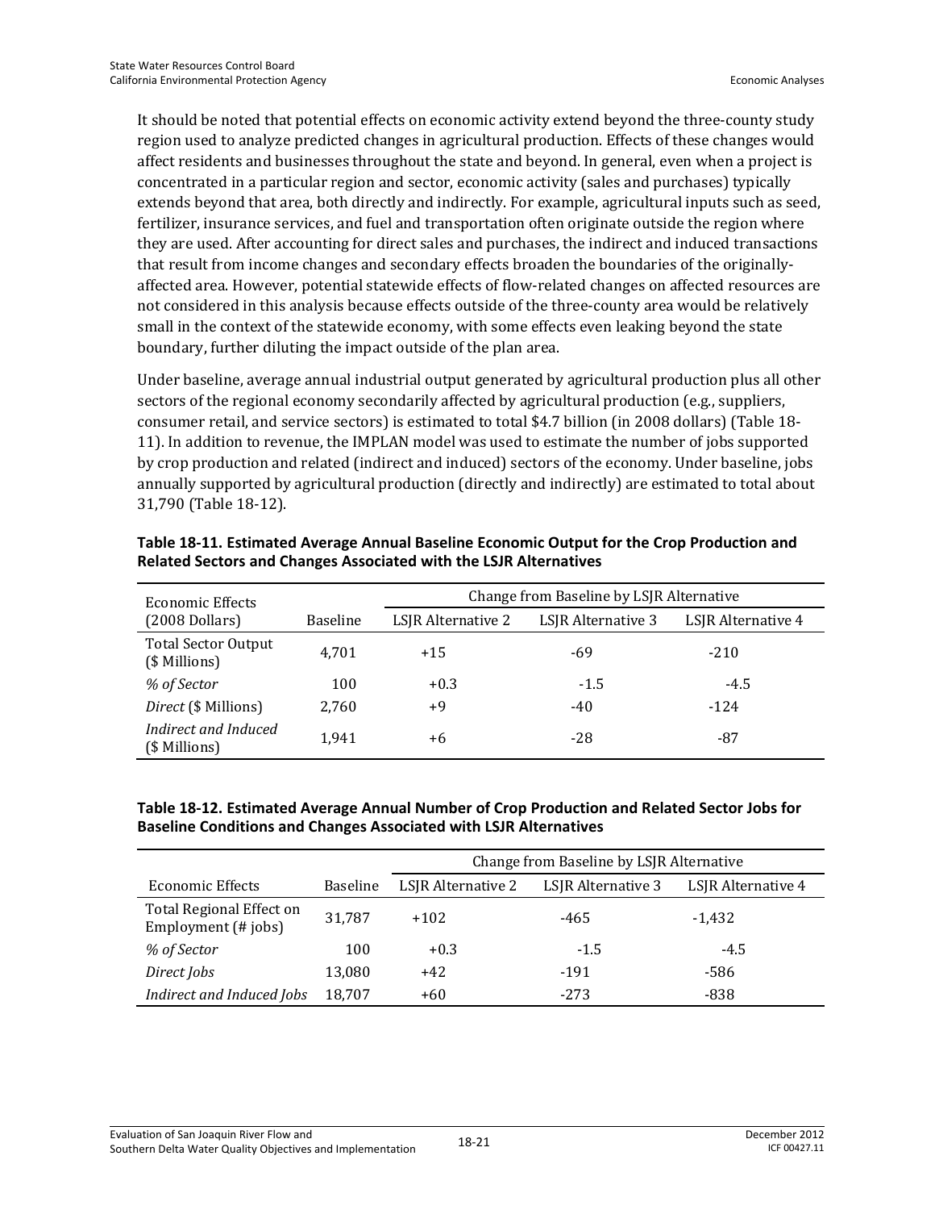It should be noted that potential effects on economic activity extend beyond the three-county study region used to analyze predicted changes in agricultural production. Effects of these changes would affect residents and businesses throughout the state and beyond. In general, even when a project is concentrated in a particular region and sector, economic activity (sales and purchases) typically extends beyond that area, both directly and indirectly. For example, agricultural inputs such as seed, fertilizer, insurance services, and fuel and transportation often originate outside the region where they are used. After accounting for direct sales and purchases, the indirect and induced transactions that result from income changes and secondary effects broaden the boundaries of the originally-affected area. However, potential statewide effects of flow-related changes on affected resources are not considered in this analysis because effects outside of the three-county area would be relatively small in the context of the statewide economy, with some effects even leaking beyond the state boundary, further diluting the impact outside of the plan area.

Under baseline, average annual industrial output generated by agricultural production plus all other sectors of the regional economy secondarily affected by agricultural production (e.g., suppliers, consumer retail, and service sectors) is estimated to total $4.7 billion (in 2008 dollars) (Table 18-11). In addition to revenue, the IMPLAN model was used to estimate the number of jobs supported by crop production and related (indirect and induced) sectors of the economy. Under baseline, jobs annually supported by agricultural production (directly and indirectly) are estimated to total about 31,790 (Table 18-12).

**Table 18-11. Estimated Average Annual Baseline Economic Output for the Crop Production and Related Sectors and Changes Associated with the LSJR Alternatives**

| Economic Effects (2008 Dollars) | Baseline | Change from Baseline by LSJR Alternative | | |
|---|---|---|---|---|
| | | LSJR Alternative 2 | LSJR Alternative 3 | LSJR Alternative 4 |
| Total Sector Output ($ Millions) | 4,701 | +15 | -69 | -210 |
| *% of Sector* | 100 | +0.3 | -1.5 | -4.5 |
| *Direct* ($ Millions) | 2,760 | +9 | -40 | -124 |
| *Indirect and Induced* ($ Millions) | 1,941 | +6 | -28 | -87 |

**Table 18-12. Estimated Average Annual Number of Crop Production and Related Sector Jobs for Baseline Conditions and Changes Associated with LSJR Alternatives**

| Economic Effects | Baseline | Change from Baseline by LSJR Alternative | | |
|---|---|---|---|---|
| | | LSJR Alternative 2 | LSJR Alternative 3 | LSJR Alternative 4 |
| Total Regional Effect on Employment (# jobs) | 31,787 | +102 | -465 | -1,432 |
| *% of Sector* | 100 | +0.3 | -1.5 | -4.5 |
| *Direct Jobs* | 13,080 | +42 | -191 | -586 |
| *Indirect and Induced Jobs* | 18,707 | +60 | -273 | -838 |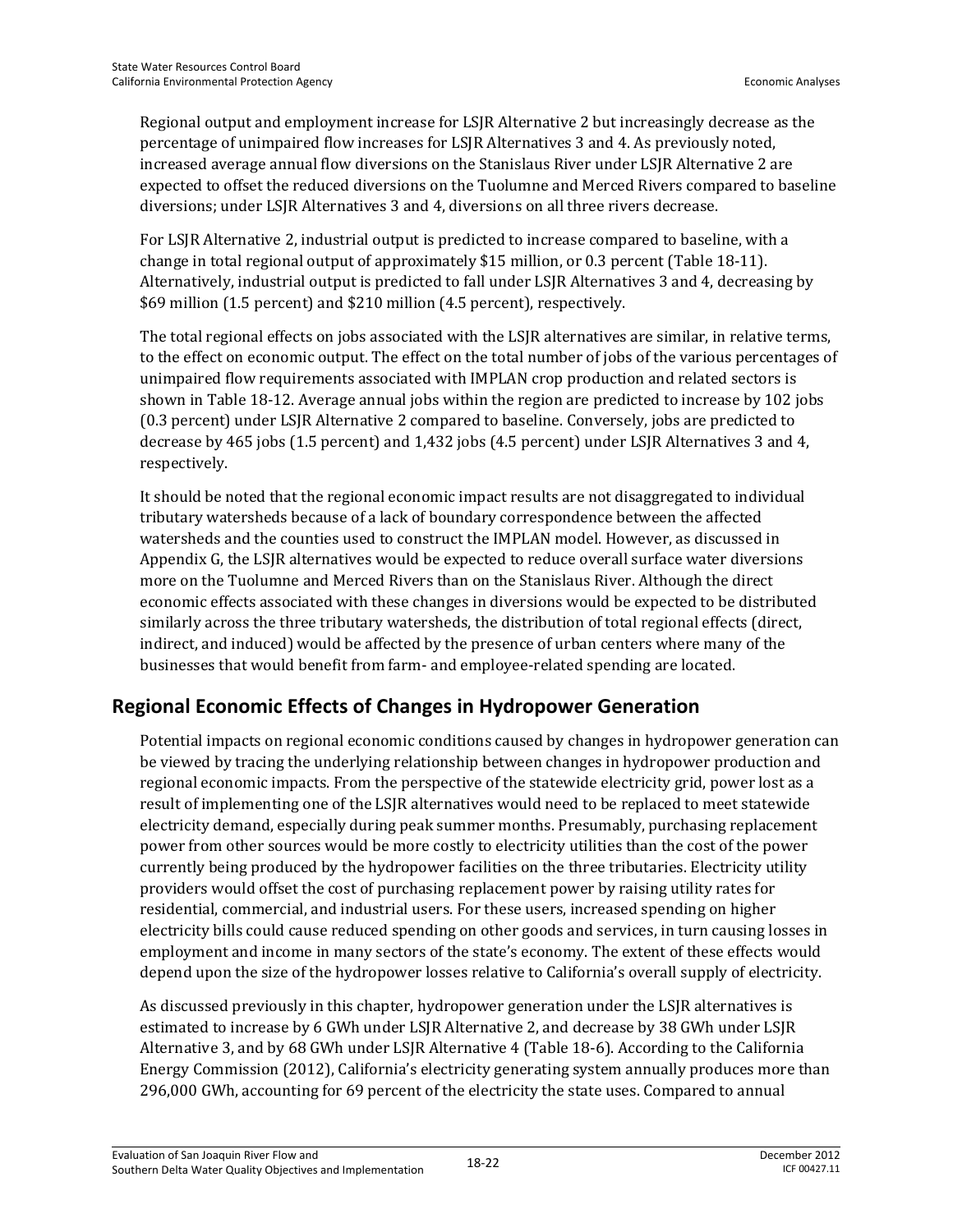Regional output and employment increase for LSJR Alternative 2 but increasingly decrease as the percentage of unimpaired flow increases for LSJR Alternatives 3 and 4. As previously noted, increased average annual flow diversions on the Stanislaus River under LSJR Alternative 2 are expected to offset the reduced diversions on the Tuolumne and Merced Rivers compared to baseline diversions; under LSJR Alternatives 3 and 4, diversions on all three rivers decrease.

For LSJR Alternative 2, industrial output is predicted to increase compared to baseline, with a change in total regional output of approximately $15 million, or 0.3 percent (Table 18-11). Alternatively, industrial output is predicted to fall under LSJR Alternatives 3 and 4, decreasing by $69 million (1.5 percent) and $210 million (4.5 percent), respectively.

The total regional effects on jobs associated with the LSJR alternatives are similar, in relative terms, to the effect on economic output. The effect on the total number of jobs of the various percentages of unimpaired flow requirements associated with IMPLAN crop production and related sectors is shown in Table 18-12. Average annual jobs within the region are predicted to increase by 102 jobs (0.3 percent) under LSJR Alternative 2 compared to baseline. Conversely, jobs are predicted to decrease by 465 jobs (1.5 percent) and 1,432 jobs (4.5 percent) under LSJR Alternatives 3 and 4, respectively.

It should be noted that the regional economic impact results are not disaggregated to individual tributary watersheds because of a lack of boundary correspondence between the affected watersheds and the counties used to construct the IMPLAN model. However, as discussed in Appendix G, the LSJR alternatives would be expected to reduce overall surface water diversions more on the Tuolumne and Merced Rivers than on the Stanislaus River. Although the direct economic effects associated with these changes in diversions would be expected to be distributed similarly across the three tributary watersheds, the distribution of total regional effects (direct, indirect, and induced) would be affected by the presence of urban centers where many of the businesses that would benefit from farm- and employee-related spending are located.

## Regional Economic Effects of Changes in Hydropower Generation

Potential impacts on regional economic conditions caused by changes in hydropower generation can be viewed by tracing the underlying relationship between changes in hydropower production and regional economic impacts. From the perspective of the statewide electricity grid, power lost as a result of implementing one of the LSJR alternatives would need to be replaced to meet statewide electricity demand, especially during peak summer months. Presumably, purchasing replacement power from other sources would be more costly to electricity utilities than the cost of the power currently being produced by the hydropower facilities on the three tributaries. Electricity utility providers would offset the cost of purchasing replacement power by raising utility rates for residential, commercial, and industrial users. For these users, increased spending on higher electricity bills could cause reduced spending on other goods and services, in turn causing losses in employment and income in many sectors of the state's economy. The extent of these effects would depend upon the size of the hydropower losses relative to California's overall supply of electricity.

As discussed previously in this chapter, hydropower generation under the LSJR alternatives is estimated to increase by 6 GWh under LSJR Alternative 2, and decrease by 38 GWh under LSJR Alternative 3, and by 68 GWh under LSJR Alternative 4 (Table 18-6). According to the California Energy Commission (2012), California's electricity generating system annually produces more than 296,000 GWh, accounting for 69 percent of the electricity the state uses. Compared to annual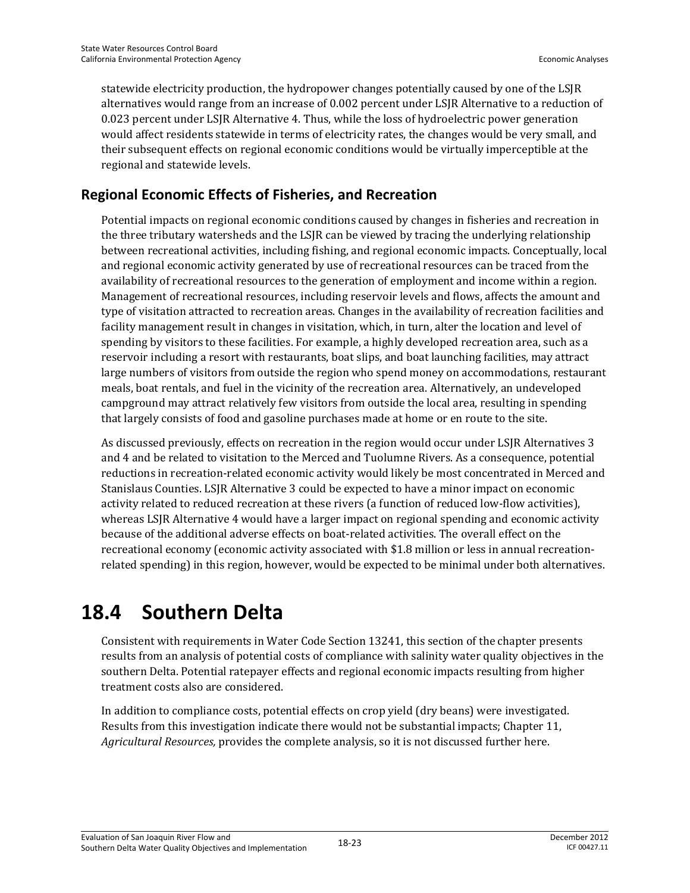statewide electricity production, the hydropower changes potentially caused by one of the LSJR alternatives would range from an increase of 0.002 percent under LSJR Alternative to a reduction of 0.023 percent under LSJR Alternative 4. Thus, while the loss of hydroelectric power generation would affect residents statewide in terms of electricity rates, the changes would be very small, and their subsequent effects on regional economic conditions would be virtually imperceptible at the regional and statewide levels.

### Regional Economic Effects of Fisheries, and Recreation

Potential impacts on regional economic conditions caused by changes in fisheries and recreation in the three tributary watersheds and the LSJR can be viewed by tracing the underlying relationship between recreational activities, including fishing, and regional economic impacts. Conceptually, local and regional economic activity generated by use of recreational resources can be traced from the availability of recreational resources to the generation of employment and income within a region. Management of recreational resources, including reservoir levels and flows, affects the amount and type of visitation attracted to recreation areas. Changes in the availability of recreation facilities and facility management result in changes in visitation, which, in turn, alter the location and level of spending by visitors to these facilities. For example, a highly developed recreation area, such as a reservoir including a resort with restaurants, boat slips, and boat launching facilities, may attract large numbers of visitors from outside the region who spend money on accommodations, restaurant meals, boat rentals, and fuel in the vicinity of the recreation area. Alternatively, an undeveloped campground may attract relatively few visitors from outside the local area, resulting in spending that largely consists of food and gasoline purchases made at home or en route to the site.

As discussed previously, effects on recreation in the region would occur under LSJR Alternatives 3 and 4 and be related to visitation to the Merced and Tuolumne Rivers. As a consequence, potential reductions in recreation-related economic activity would likely be most concentrated in Merced and Stanislaus Counties. LSJR Alternative 3 could be expected to have a minor impact on economic activity related to reduced recreation at these rivers (a function of reduced low-flow activities), whereas LSJR Alternative 4 would have a larger impact on regional spending and economic activity because of the additional adverse effects on boat-related activities. The overall effect on the recreational economy (economic activity associated with $1.8 million or less in annual recreation-related spending) in this region, however, would be expected to be minimal under both alternatives.

# 18.4 Southern Delta

Consistent with requirements in Water Code Section 13241, this section of the chapter presents results from an analysis of potential costs of compliance with salinity water quality objectives in the southern Delta. Potential ratepayer effects and regional economic impacts resulting from higher treatment costs also are considered.

In addition to compliance costs, potential effects on crop yield (dry beans) were investigated. Results from this investigation indicate there would not be substantial impacts; Chapter 11, *Agricultural Resources,* provides the complete analysis, so it is not discussed further here.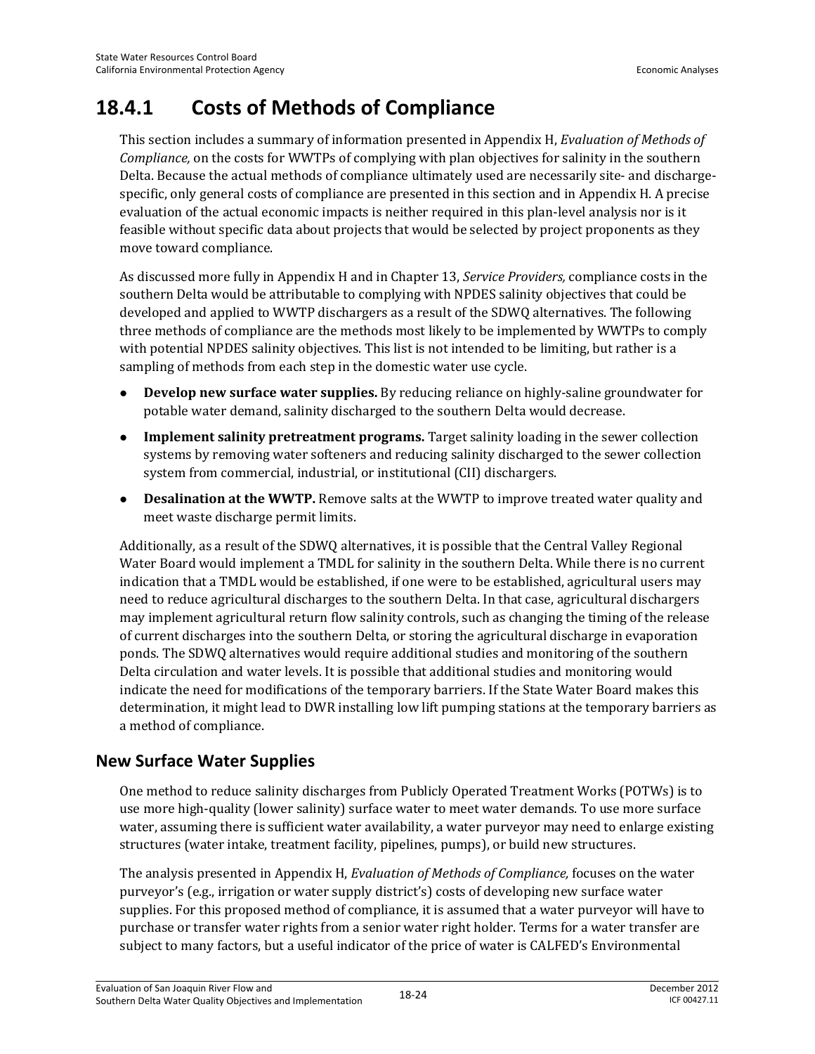# 18.4.1 Costs of Methods of Compliance

This section includes a summary of information presented in Appendix H, *Evaluation of Methods of Compliance,* on the costs for WWTPs of complying with plan objectives for salinity in the southern Delta. Because the actual methods of compliance ultimately used are necessarily site- and discharge-specific, only general costs of compliance are presented in this section and in Appendix H. A precise evaluation of the actual economic impacts is neither required in this plan-level analysis nor is it feasible without specific data about projects that would be selected by project proponents as they move toward compliance.

As discussed more fully in Appendix H and in Chapter 13, *Service Providers,* compliance costs in the southern Delta would be attributable to complying with NPDES salinity objectives that could be developed and applied to WWTP dischargers as a result of the SDWQ alternatives. The following three methods of compliance are the methods most likely to be implemented by WWTPs to comply with potential NPDES salinity objectives. This list is not intended to be limiting, but rather is a sampling of methods from each step in the domestic water use cycle.

- **Develop new surface water supplies.** By reducing reliance on highly-saline groundwater for potable water demand, salinity discharged to the southern Delta would decrease.
- **Implement salinity pretreatment programs.** Target salinity loading in the sewer collection systems by removing water softeners and reducing salinity discharged to the sewer collection system from commercial, industrial, or institutional (CII) dischargers.
- **Desalination at the WWTP.** Remove salts at the WWTP to improve treated water quality and meet waste discharge permit limits.

Additionally, as a result of the SDWQ alternatives, it is possible that the Central Valley Regional Water Board would implement a TMDL for salinity in the southern Delta. While there is no current indication that a TMDL would be established, if one were to be established, agricultural users may need to reduce agricultural discharges to the southern Delta. In that case, agricultural dischargers may implement agricultural return flow salinity controls, such as changing the timing of the release of current discharges into the southern Delta, or storing the agricultural discharge in evaporation ponds. The SDWQ alternatives would require additional studies and monitoring of the southern Delta circulation and water levels. It is possible that additional studies and monitoring would indicate the need for modifications of the temporary barriers. If the State Water Board makes this determination, it might lead to DWR installing low lift pumping stations at the temporary barriers as a method of compliance.

## New Surface Water Supplies

One method to reduce salinity discharges from Publicly Operated Treatment Works (POTWs) is to use more high-quality (lower salinity) surface water to meet water demands. To use more surface water, assuming there is sufficient water availability, a water purveyor may need to enlarge existing structures (water intake, treatment facility, pipelines, pumps), or build new structures.

The analysis presented in Appendix H, *Evaluation of Methods of Compliance,* focuses on the water purveyor's (e.g., irrigation or water supply district's) costs of developing new surface water supplies. For this proposed method of compliance, it is assumed that a water purveyor will have to purchase or transfer water rights from a senior water right holder. Terms for a water transfer are subject to many factors, but a useful indicator of the price of water is CALFED's Environmental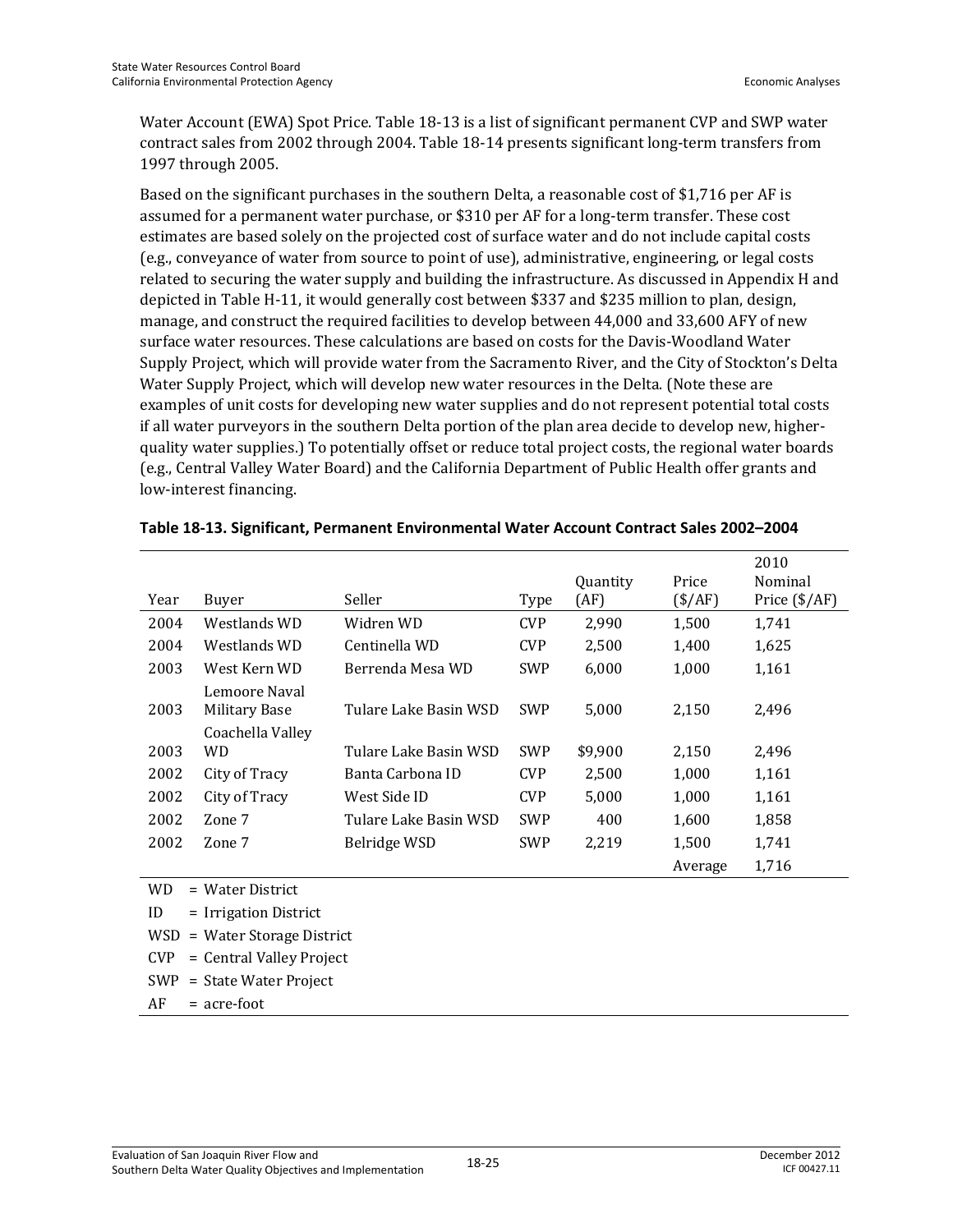Water Account (EWA) Spot Price. Table 18-13 is a list of significant permanent CVP and SWP water contract sales from 2002 through 2004. Table 18-14 presents significant long-term transfers from 1997 through 2005.

Based on the significant purchases in the southern Delta, a reasonable cost of $1,716 per AF is assumed for a permanent water purchase, or $310 per AF for a long-term transfer. These cost estimates are based solely on the projected cost of surface water and do not include capital costs (e.g., conveyance of water from source to point of use), administrative, engineering, or legal costs related to securing the water supply and building the infrastructure. As discussed in Appendix H and depicted in Table H-11, it would generally cost between $337 and $235 million to plan, design, manage, and construct the required facilities to develop between 44,000 and 33,600 AFY of new surface water resources. These calculations are based on costs for the Davis-Woodland Water Supply Project, which will provide water from the Sacramento River, and the City of Stockton's Delta Water Supply Project, which will develop new water resources in the Delta. (Note these are examples of unit costs for developing new water supplies and do not represent potential total costs if all water purveyors in the southern Delta portion of the plan area decide to develop new, higher-quality water supplies.) To potentially offset or reduce total project costs, the regional water boards (e.g., Central Valley Water Board) and the California Department of Public Health offer grants and low-interest financing.

**Table 18-13. Significant, Permanent Environmental Water Account Contract Sales 2002–2004**

| Year | Buyer | Seller | Type | Quantity (AF) | Price ($/AF) | 2010 Nominal Price ($/AF) |
|---|---|---|---|---|---|---|
| 2004 | Westlands WD | Widren WD | CVP | 2,990 | 1,500 | 1,741 |
| 2004 | Westlands WD | Centinella WD | CVP | 2,500 | 1,400 | 1,625 |
| 2003 | West Kern WD | Berrenda Mesa WD | SWP | 6,000 | 1,000 | 1,161 |
| 2003 | Lemoore Naval Military Base | Tulare Lake Basin WSD | SWP | 5,000 | 2,150 | 2,496 |
| 2003 | Coachella Valley WD | Tulare Lake Basin WSD | SWP | $9,900 | 2,150 | 2,496 |
| 2002 | City of Tracy | Banta Carbona ID | CVP | 2,500 | 1,000 | 1,161 |
| 2002 | City of Tracy | West Side ID | CVP | 5,000 | 1,000 | 1,161 |
| 2002 | Zone 7 | Tulare Lake Basin WSD | SWP | 400 | 1,600 | 1,858 |
| 2002 | Zone 7 | Belridge WSD | SWP | 2,219 | 1,500 | 1,741 |
| | | | | | Average | 1,716 |

WD = Water District
ID = Irrigation District
WSD = Water Storage District
CVP = Central Valley Project
SWP = State Water Project
AF = acre-foot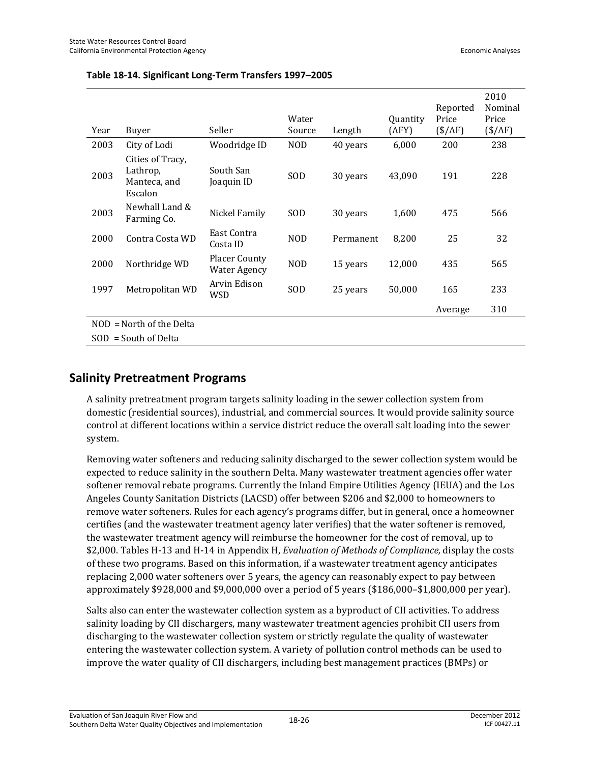**Table 18-14. Significant Long-Term Transfers 1997–2005**

| Year | Buyer | Seller | Water Source | Length | Quantity (AFY) | Reported Price ($/AF) | 2010 Nominal Price ($/AF) |
|---|---|---|---|---|---|---|---|
| 2003 | City of Lodi | Woodridge ID | NOD | 40 years | 6,000 | 200 | 238 |
| 2003 | Cities of Tracy, Lathrop, Manteca, and Escalon | South San Joaquin ID | SOD | 30 years | 43,090 | 191 | 228 |
| 2003 | Newhall Land & Farming Co. | Nickel Family | SOD | 30 years | 1,600 | 475 | 566 |
| 2000 | Contra Costa WD | East Contra Costa ID | NOD | Permanent | 8,200 | 25 | 32 |
| 2000 | Northridge WD | Placer County Water Agency | NOD | 15 years | 12,000 | 435 | 565 |
| 1997 | Metropolitan WD | Arvin Edison WSD | SOD | 25 years | 50,000 | 165 | 233 |
| | | | | | | Average | 310 |

NOD = North of the Delta

SOD = South of Delta

## Salinity Pretreatment Programs

A salinity pretreatment program targets salinity loading in the sewer collection system from domestic (residential sources), industrial, and commercial sources. It would provide salinity source control at different locations within a service district reduce the overall salt loading into the sewer system.

Removing water softeners and reducing salinity discharged to the sewer collection system would be expected to reduce salinity in the southern Delta. Many wastewater treatment agencies offer water softener removal rebate programs. Currently the Inland Empire Utilities Agency (IEUA) and the Los Angeles County Sanitation Districts (LACSD) offer between $206 and $2,000 to homeowners to remove water softeners. Rules for each agency's programs differ, but in general, once a homeowner certifies (and the wastewater treatment agency later verifies) that the water softener is removed, the wastewater treatment agency will reimburse the homeowner for the cost of removal, up to $2,000. Tables H-13 and H-14 in Appendix H, *Evaluation of Methods of Compliance,* display the costs of these two programs. Based on this information, if a wastewater treatment agency anticipates replacing 2,000 water softeners over 5 years, the agency can reasonably expect to pay between approximately $928,000 and $9,000,000 over a period of 5 years ($186,000–$1,800,000 per year).

Salts also can enter the wastewater collection system as a byproduct of CII activities. To address salinity loading by CII dischargers, many wastewater treatment agencies prohibit CII users from discharging to the wastewater collection system or strictly regulate the quality of wastewater entering the wastewater collection system. A variety of pollution control methods can be used to improve the water quality of CII dischargers, including best management practices (BMPs) or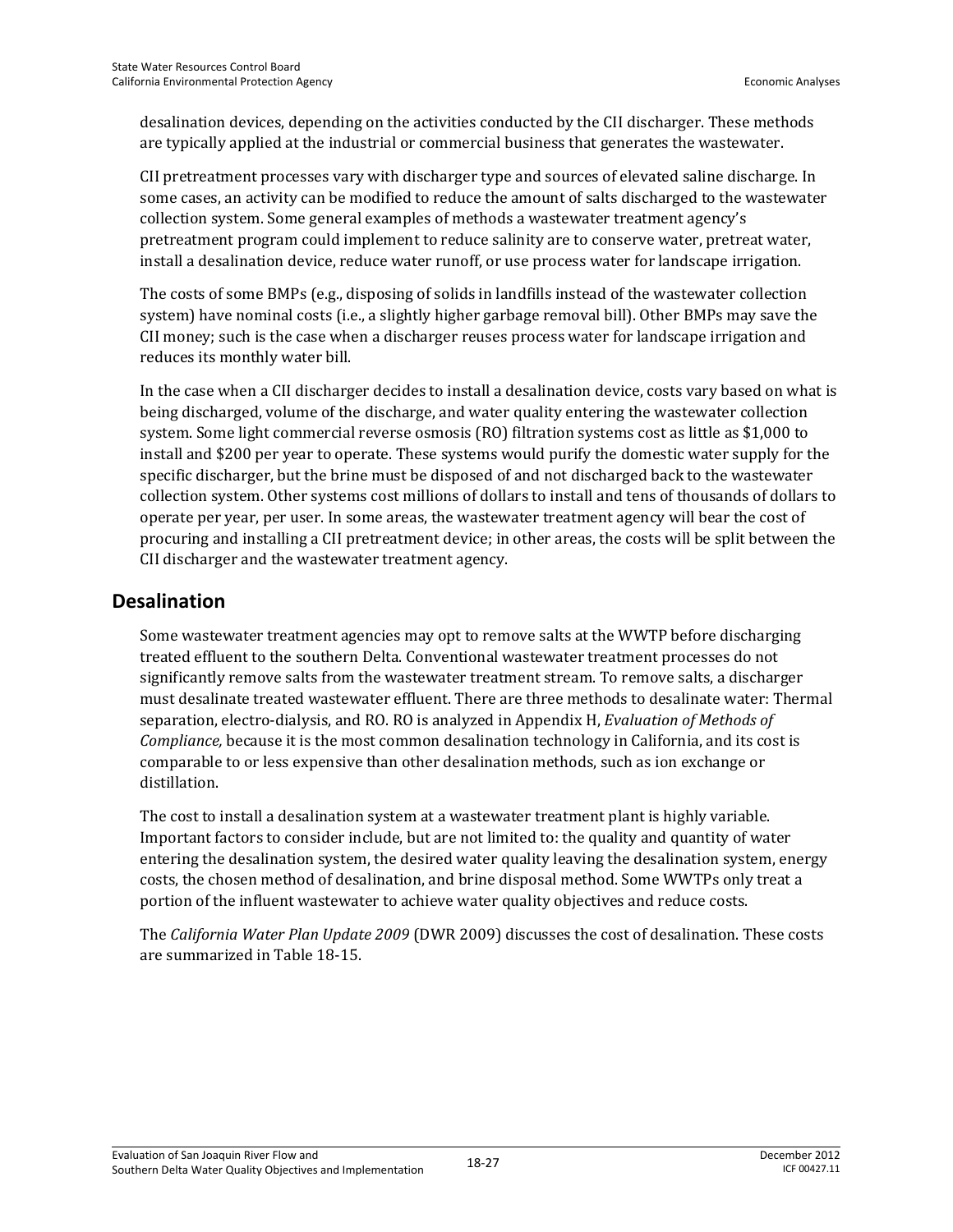desalination devices, depending on the activities conducted by the CII discharger. These methods are typically applied at the industrial or commercial business that generates the wastewater.

CII pretreatment processes vary with discharger type and sources of elevated saline discharge. In some cases, an activity can be modified to reduce the amount of salts discharged to the wastewater collection system. Some general examples of methods a wastewater treatment agency's pretreatment program could implement to reduce salinity are to conserve water, pretreat water, install a desalination device, reduce water runoff, or use process water for landscape irrigation.

The costs of some BMPs (e.g., disposing of solids in landfills instead of the wastewater collection system) have nominal costs (i.e., a slightly higher garbage removal bill). Other BMPs may save the CII money; such is the case when a discharger reuses process water for landscape irrigation and reduces its monthly water bill.

In the case when a CII discharger decides to install a desalination device, costs vary based on what is being discharged, volume of the discharge, and water quality entering the wastewater collection system. Some light commercial reverse osmosis (RO) filtration systems cost as little as $1,000 to install and $200 per year to operate. These systems would purify the domestic water supply for the specific discharger, but the brine must be disposed of and not discharged back to the wastewater collection system. Other systems cost millions of dollars to install and tens of thousands of dollars to operate per year, per user. In some areas, the wastewater treatment agency will bear the cost of procuring and installing a CII pretreatment device; in other areas, the costs will be split between the CII discharger and the wastewater treatment agency.

## Desalination

Some wastewater treatment agencies may opt to remove salts at the WWTP before discharging treated effluent to the southern Delta. Conventional wastewater treatment processes do not significantly remove salts from the wastewater treatment stream. To remove salts, a discharger must desalinate treated wastewater effluent. There are three methods to desalinate water: Thermal separation, electro-dialysis, and RO. RO is analyzed in Appendix H, *Evaluation of Methods of Compliance,* because it is the most common desalination technology in California, and its cost is comparable to or less expensive than other desalination methods, such as ion exchange or distillation.

The cost to install a desalination system at a wastewater treatment plant is highly variable. Important factors to consider include, but are not limited to: the quality and quantity of water entering the desalination system, the desired water quality leaving the desalination system, energy costs, the chosen method of desalination, and brine disposal method. Some WWTPs only treat a portion of the influent wastewater to achieve water quality objectives and reduce costs.

The *California Water Plan Update 2009* (DWR 2009) discusses the cost of desalination. These costs are summarized in Table 18-15.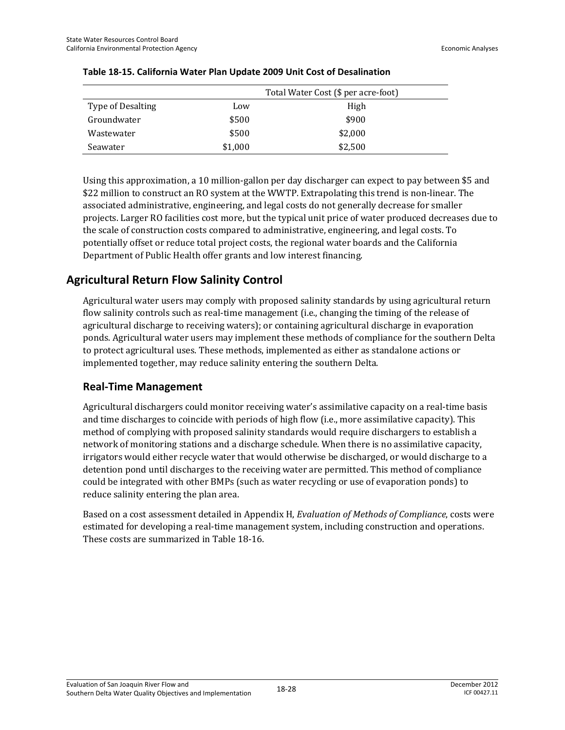**Table 18-15. California Water Plan Update 2009 Unit Cost of Desalination**

| | Total Water Cost ($ per acre-foot) | |
|---|---|---|
| Type of Desalting | Low | High |
| Groundwater | $500 | $900 |
| Wastewater | $500 | $2,000 |
| Seawater | $1,000 | $2,500 |

Using this approximation, a 10 million-gallon per day discharger can expect to pay between $5 and $22 million to construct an RO system at the WWTP. Extrapolating this trend is non-linear. The associated administrative, engineering, and legal costs do not generally decrease for smaller projects. Larger RO facilities cost more, but the typical unit price of water produced decreases due to the scale of construction costs compared to administrative, engineering, and legal costs. To potentially offset or reduce total project costs, the regional water boards and the California Department of Public Health offer grants and low interest financing.

## Agricultural Return Flow Salinity Control

Agricultural water users may comply with proposed salinity standards by using agricultural return flow salinity controls such as real-time management (i.e., changing the timing of the release of agricultural discharge to receiving waters); or containing agricultural discharge in evaporation ponds. Agricultural water users may implement these methods of compliance for the southern Delta to protect agricultural uses. These methods, implemented as either as standalone actions or implemented together, may reduce salinity entering the southern Delta.

### Real-Time Management

Agricultural dischargers could monitor receiving water's assimilative capacity on a real-time basis and time discharges to coincide with periods of high flow (i.e., more assimilative capacity). This method of complying with proposed salinity standards would require dischargers to establish a network of monitoring stations and a discharge schedule. When there is no assimilative capacity, irrigators would either recycle water that would otherwise be discharged, or would discharge to a detention pond until discharges to the receiving water are permitted. This method of compliance could be integrated with other BMPs (such as water recycling or use of evaporation ponds) to reduce salinity entering the plan area.

Based on a cost assessment detailed in Appendix H, *Evaluation of Methods of Compliance*, costs were estimated for developing a real-time management system, including construction and operations. These costs are summarized in Table 18-16.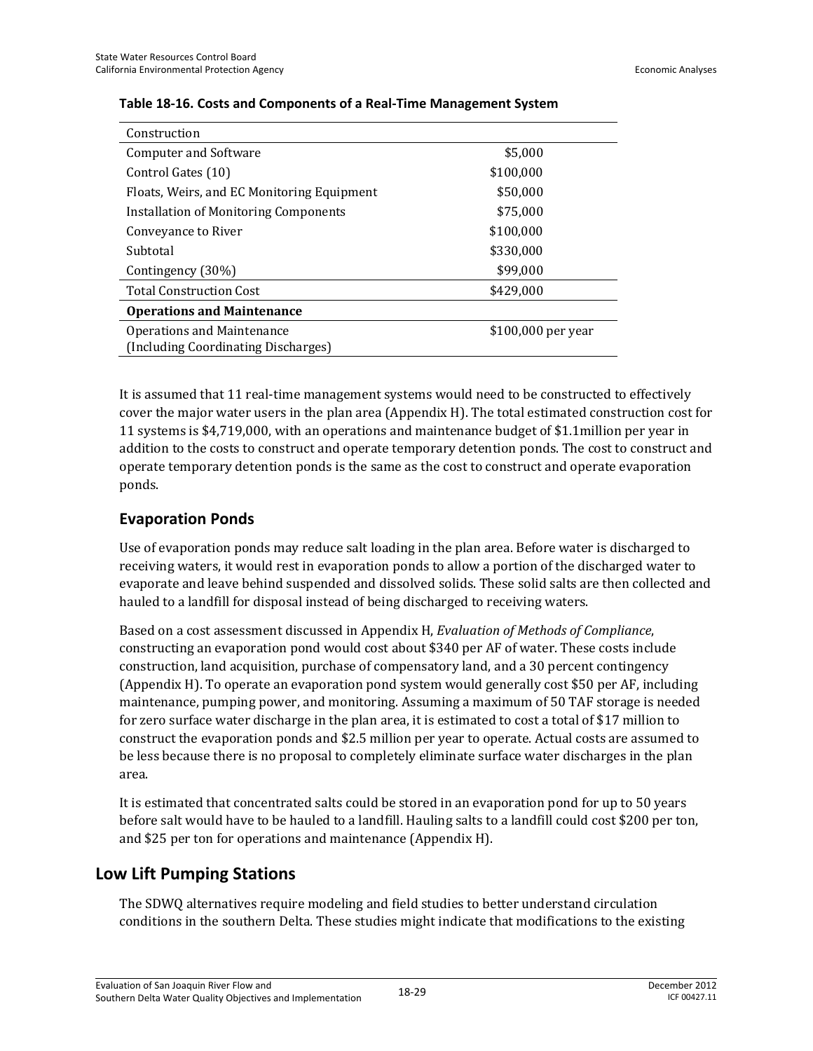**Table 18-16. Costs and Components of a Real-Time Management System**

| Construction | |
|---|---|
| Computer and Software | \$5,000 |
| Control Gates (10) | \$100,000 |
| Floats, Weirs, and EC Monitoring Equipment | \$50,000 |
| Installation of Monitoring Components | \$75,000 |
| Conveyance to River | \$100,000 |
| Subtotal | \$330,000 |
| Contingency (30%) | \$99,000 |
| Total Construction Cost | \$429,000 |
| **Operations and Maintenance** | |
| Operations and Maintenance (Including Coordinating Discharges) | \$100,000 per year |

It is assumed that 11 real-time management systems would need to be constructed to effectively cover the major water users in the plan area (Appendix H). The total estimated construction cost for 11 systems is \$4,719,000, with an operations and maintenance budget of \$1.1million per year in addition to the costs to construct and operate temporary detention ponds. The cost to construct and operate temporary detention ponds is the same as the cost to construct and operate evaporation ponds.

## Evaporation Ponds

Use of evaporation ponds may reduce salt loading in the plan area. Before water is discharged to receiving waters, it would rest in evaporation ponds to allow a portion of the discharged water to evaporate and leave behind suspended and dissolved solids. These solid salts are then collected and hauled to a landfill for disposal instead of being discharged to receiving waters.

Based on a cost assessment discussed in Appendix H, *Evaluation of Methods of Compliance*, constructing an evaporation pond would cost about \$340 per AF of water. These costs include construction, land acquisition, purchase of compensatory land, and a 30 percent contingency (Appendix H). To operate an evaporation pond system would generally cost \$50 per AF, including maintenance, pumping power, and monitoring. Assuming a maximum of 50 TAF storage is needed for zero surface water discharge in the plan area, it is estimated to cost a total of \$17 million to construct the evaporation ponds and \$2.5 million per year to operate. Actual costs are assumed to be less because there is no proposal to completely eliminate surface water discharges in the plan area.

It is estimated that concentrated salts could be stored in an evaporation pond for up to 50 years before salt would have to be hauled to a landfill. Hauling salts to a landfill could cost \$200 per ton, and \$25 per ton for operations and maintenance (Appendix H).

# Low Lift Pumping Stations

The SDWQ alternatives require modeling and field studies to better understand circulation conditions in the southern Delta. These studies might indicate that modifications to the existing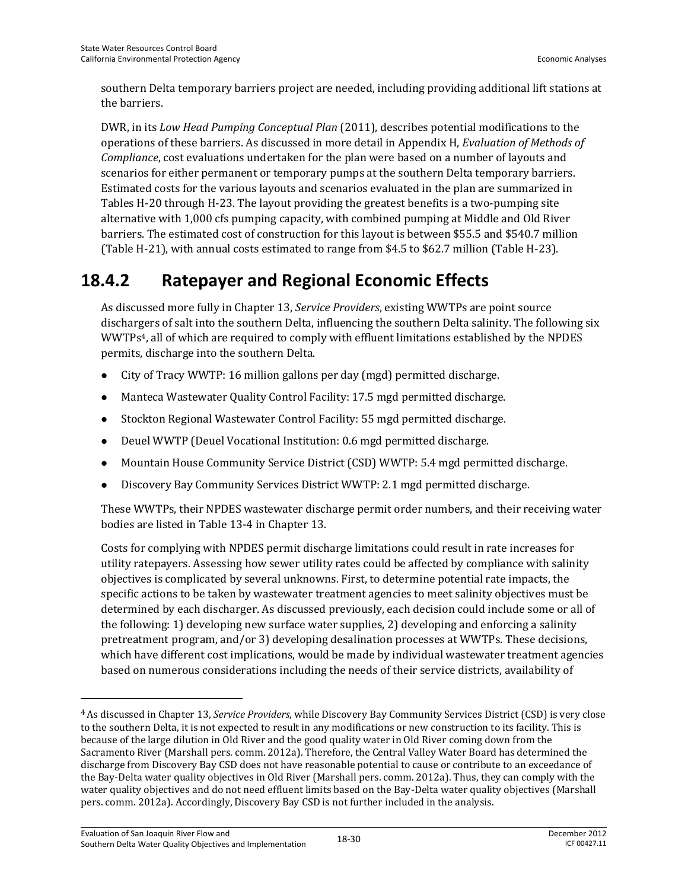southern Delta temporary barriers project are needed, including providing additional lift stations at the barriers.

DWR, in its *Low Head Pumping Conceptual Plan* (2011), describes potential modifications to the operations of these barriers. As discussed in more detail in Appendix H, *Evaluation of Methods of Compliance*, cost evaluations undertaken for the plan were based on a number of layouts and scenarios for either permanent or temporary pumps at the southern Delta temporary barriers. Estimated costs for the various layouts and scenarios evaluated in the plan are summarized in Tables H-20 through H-23. The layout providing the greatest benefits is a two-pumping site alternative with 1,000 cfs pumping capacity, with combined pumping at Middle and Old River barriers. The estimated cost of construction for this layout is between $55.5 and $540.7 million (Table H-21), with annual costs estimated to range from $4.5 to $62.7 million (Table H-23).

## 18.4.2 Ratepayer and Regional Economic Effects

As discussed more fully in Chapter 13, *Service Providers*, existing WWTPs are point source dischargers of salt into the southern Delta, influencing the southern Delta salinity. The following six WWTPs[4], all of which are required to comply with effluent limitations established by the NPDES permits, discharge into the southern Delta.

- City of Tracy WWTP: 16 million gallons per day (mgd) permitted discharge.
- Manteca Wastewater Quality Control Facility: 17.5 mgd permitted discharge.
- Stockton Regional Wastewater Control Facility: 55 mgd permitted discharge.
- Deuel WWTP (Deuel Vocational Institution: 0.6 mgd permitted discharge.
- Mountain House Community Service District (CSD) WWTP: 5.4 mgd permitted discharge.
- Discovery Bay Community Services District WWTP: 2.1 mgd permitted discharge.

These WWTPs, their NPDES wastewater discharge permit order numbers, and their receiving water bodies are listed in Table 13-4 in Chapter 13.

Costs for complying with NPDES permit discharge limitations could result in rate increases for utility ratepayers. Assessing how sewer utility rates could be affected by compliance with salinity objectives is complicated by several unknowns. First, to determine potential rate impacts, the specific actions to be taken by wastewater treatment agencies to meet salinity objectives must be determined by each discharger. As discussed previously, each decision could include some or all of the following: 1) developing new surface water supplies, 2) developing and enforcing a salinity pretreatment program, and/or 3) developing desalination processes at WWTPs. These decisions, which have different cost implications, would be made by individual wastewater treatment agencies based on numerous considerations including the needs of their service districts, availability of

[4] As discussed in Chapter 13, *Service Providers*, while Discovery Bay Community Services District (CSD) is very close to the southern Delta, it is not expected to result in any modifications or new construction to its facility. This is because of the large dilution in Old River and the good quality water in Old River coming down from the Sacramento River (Marshall pers. comm. 2012a). Therefore, the Central Valley Water Board has determined the discharge from Discovery Bay CSD does not have reasonable potential to cause or contribute to an exceedance of the Bay-Delta water quality objectives in Old River (Marshall pers. comm. 2012a). Thus, they can comply with the water quality objectives and do not need effluent limits based on the Bay-Delta water quality objectives (Marshall pers. comm. 2012a). Accordingly, Discovery Bay CSD is not further included in the analysis.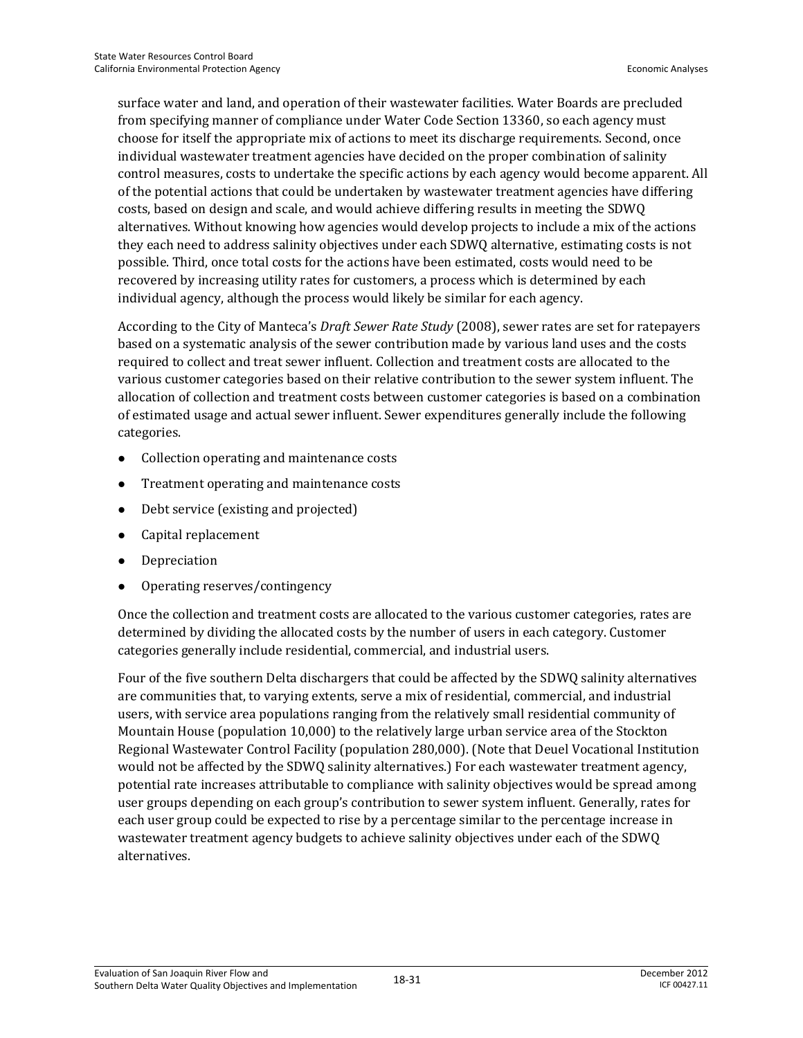surface water and land, and operation of their wastewater facilities. Water Boards are precluded from specifying manner of compliance under Water Code Section 13360, so each agency must choose for itself the appropriate mix of actions to meet its discharge requirements. Second, once individual wastewater treatment agencies have decided on the proper combination of salinity control measures, costs to undertake the specific actions by each agency would become apparent. All of the potential actions that could be undertaken by wastewater treatment agencies have differing costs, based on design and scale, and would achieve differing results in meeting the SDWQ alternatives. Without knowing how agencies would develop projects to include a mix of the actions they each need to address salinity objectives under each SDWQ alternative, estimating costs is not possible. Third, once total costs for the actions have been estimated, costs would need to be recovered by increasing utility rates for customers, a process which is determined by each individual agency, although the process would likely be similar for each agency.

According to the City of Manteca's *Draft Sewer Rate Study* (2008), sewer rates are set for ratepayers based on a systematic analysis of the sewer contribution made by various land uses and the costs required to collect and treat sewer influent. Collection and treatment costs are allocated to the various customer categories based on their relative contribution to the sewer system influent. The allocation of collection and treatment costs between customer categories is based on a combination of estimated usage and actual sewer influent. Sewer expenditures generally include the following categories.

- Collection operating and maintenance costs
- Treatment operating and maintenance costs
- Debt service (existing and projected)
- Capital replacement
- Depreciation
- Operating reserves/contingency

Once the collection and treatment costs are allocated to the various customer categories, rates are determined by dividing the allocated costs by the number of users in each category. Customer categories generally include residential, commercial, and industrial users.

Four of the five southern Delta dischargers that could be affected by the SDWQ salinity alternatives are communities that, to varying extents, serve a mix of residential, commercial, and industrial users, with service area populations ranging from the relatively small residential community of Mountain House (population 10,000) to the relatively large urban service area of the Stockton Regional Wastewater Control Facility (population 280,000). (Note that Deuel Vocational Institution would not be affected by the SDWQ salinity alternatives.) For each wastewater treatment agency, potential rate increases attributable to compliance with salinity objectives would be spread among user groups depending on each group's contribution to sewer system influent. Generally, rates for each user group could be expected to rise by a percentage similar to the percentage increase in wastewater treatment agency budgets to achieve salinity objectives under each of the SDWQ alternatives.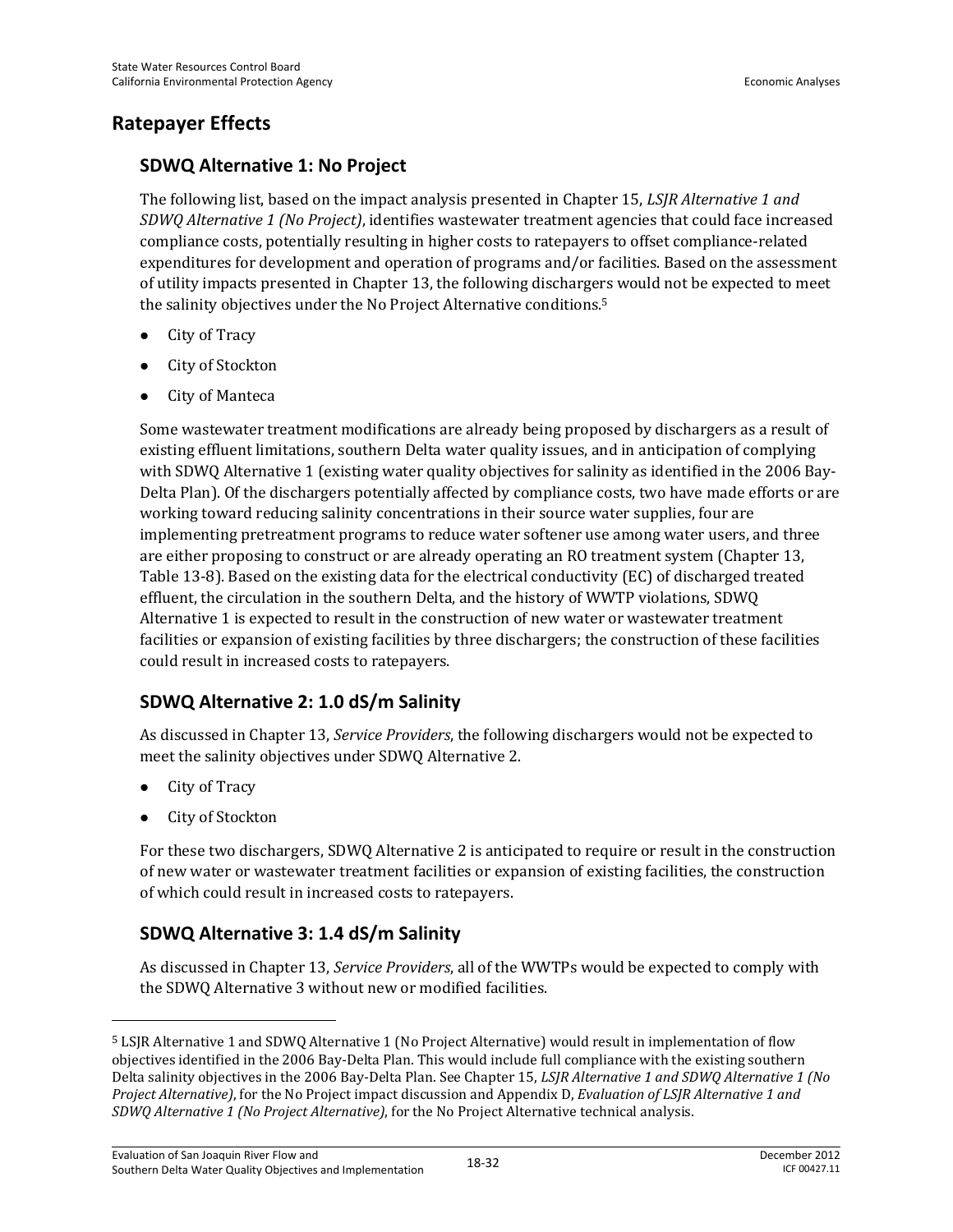## Ratepayer Effects

### SDWQ Alternative 1: No Project

The following list, based on the impact analysis presented in Chapter 15, *LSJR Alternative 1 and SDWQ Alternative 1 (No Project)*, identifies wastewater treatment agencies that could face increased compliance costs, potentially resulting in higher costs to ratepayers to offset compliance-related expenditures for development and operation of programs and/or facilities. Based on the assessment of utility impacts presented in Chapter 13, the following dischargers would not be expected to meet the salinity objectives under the No Project Alternative conditions.[5]

- City of Tracy
- City of Stockton
- City of Manteca

Some wastewater treatment modifications are already being proposed by dischargers as a result of existing effluent limitations, southern Delta water quality issues, and in anticipation of complying with SDWQ Alternative 1 (existing water quality objectives for salinity as identified in the 2006 Bay-Delta Plan). Of the dischargers potentially affected by compliance costs, two have made efforts or are working toward reducing salinity concentrations in their source water supplies, four are implementing pretreatment programs to reduce water softener use among water users, and three are either proposing to construct or are already operating an RO treatment system (Chapter 13, Table 13-8). Based on the existing data for the electrical conductivity (EC) of discharged treated effluent, the circulation in the southern Delta, and the history of WWTP violations, SDWQ Alternative 1 is expected to result in the construction of new water or wastewater treatment facilities or expansion of existing facilities by three dischargers; the construction of these facilities could result in increased costs to ratepayers.

### SDWQ Alternative 2: 1.0 dS/m Salinity

As discussed in Chapter 13, *Service Providers*, the following dischargers would not be expected to meet the salinity objectives under SDWQ Alternative 2.

- City of Tracy
- City of Stockton

For these two dischargers, SDWQ Alternative 2 is anticipated to require or result in the construction of new water or wastewater treatment facilities or expansion of existing facilities, the construction of which could result in increased costs to ratepayers.

### SDWQ Alternative 3: 1.4 dS/m Salinity

As discussed in Chapter 13, *Service Providers*, all of the WWTPs would be expected to comply with the SDWQ Alternative 3 without new or modified facilities.

---

[5] LSJR Alternative 1 and SDWQ Alternative 1 (No Project Alternative) would result in implementation of flow objectives identified in the 2006 Bay-Delta Plan. This would include full compliance with the existing southern Delta salinity objectives in the 2006 Bay-Delta Plan. See Chapter 15, *LSJR Alternative 1 and SDWQ Alternative 1 (No Project Alternative)*, for the No Project impact discussion and Appendix D, *Evaluation of LSJR Alternative 1 and SDWQ Alternative 1 (No Project Alternative)*, for the No Project Alternative technical analysis.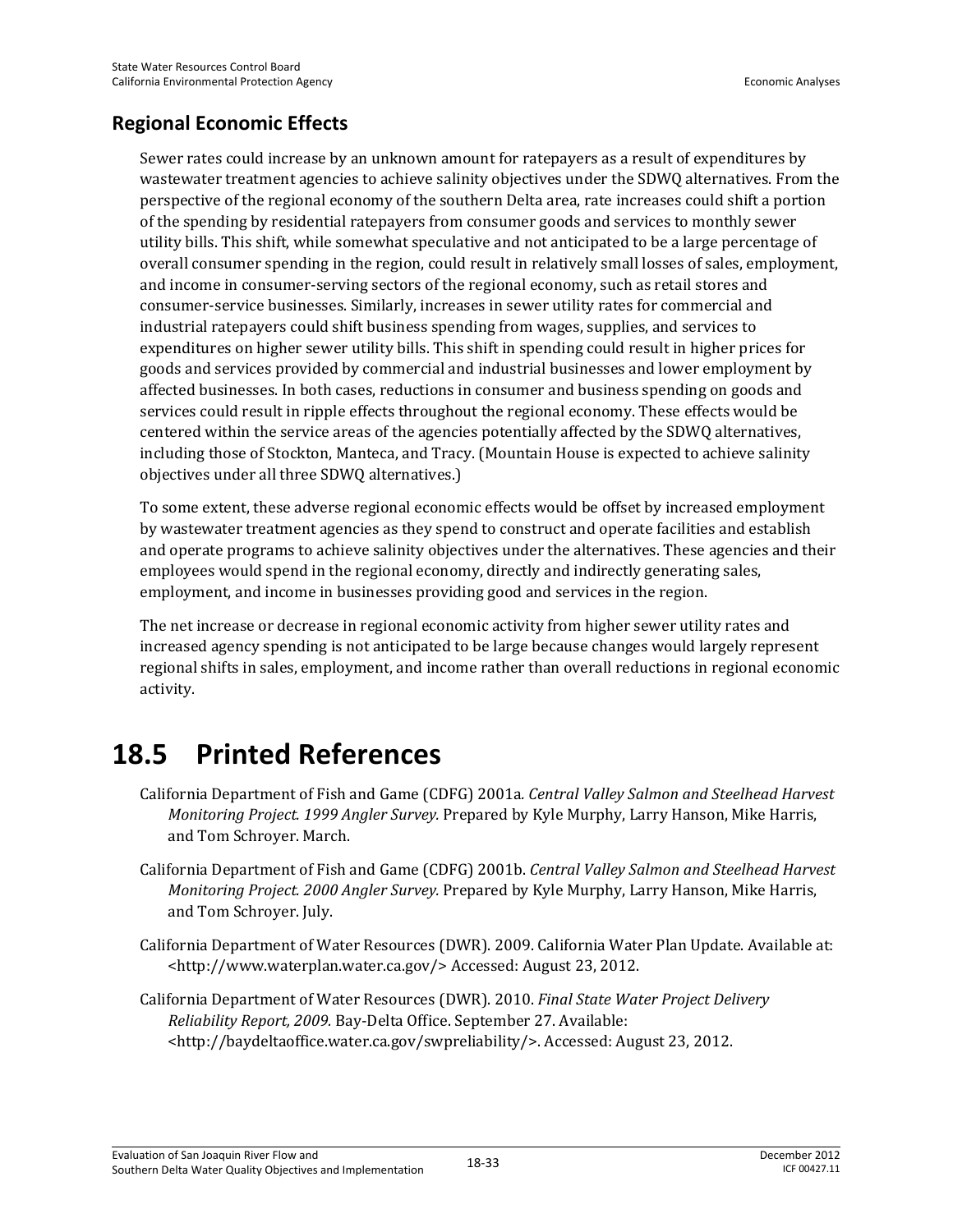### Regional Economic Effects

Sewer rates could increase by an unknown amount for ratepayers as a result of expenditures by wastewater treatment agencies to achieve salinity objectives under the SDWQ alternatives. From the perspective of the regional economy of the southern Delta area, rate increases could shift a portion of the spending by residential ratepayers from consumer goods and services to monthly sewer utility bills. This shift, while somewhat speculative and not anticipated to be a large percentage of overall consumer spending in the region, could result in relatively small losses of sales, employment, and income in consumer-serving sectors of the regional economy, such as retail stores and consumer-service businesses. Similarly, increases in sewer utility rates for commercial and industrial ratepayers could shift business spending from wages, supplies, and services to expenditures on higher sewer utility bills. This shift in spending could result in higher prices for goods and services provided by commercial and industrial businesses and lower employment by affected businesses. In both cases, reductions in consumer and business spending on goods and services could result in ripple effects throughout the regional economy. These effects would be centered within the service areas of the agencies potentially affected by the SDWQ alternatives, including those of Stockton, Manteca, and Tracy. (Mountain House is expected to achieve salinity objectives under all three SDWQ alternatives.)

To some extent, these adverse regional economic effects would be offset by increased employment by wastewater treatment agencies as they spend to construct and operate facilities and establish and operate programs to achieve salinity objectives under the alternatives. These agencies and their employees would spend in the regional economy, directly and indirectly generating sales, employment, and income in businesses providing good and services in the region.

The net increase or decrease in regional economic activity from higher sewer utility rates and increased agency spending is not anticipated to be large because changes would largely represent regional shifts in sales, employment, and income rather than overall reductions in regional economic activity.

# 18.5 Printed References

California Department of Fish and Game (CDFG) 2001a. *Central Valley Salmon and Steelhead Harvest Monitoring Project. 1999 Angler Survey.* Prepared by Kyle Murphy, Larry Hanson, Mike Harris, and Tom Schroyer. March.

California Department of Fish and Game (CDFG) 2001b. *Central Valley Salmon and Steelhead Harvest Monitoring Project. 2000 Angler Survey.* Prepared by Kyle Murphy, Larry Hanson, Mike Harris, and Tom Schroyer. July.

California Department of Water Resources (DWR). 2009. California Water Plan Update. Available at: <http://www.waterplan.water.ca.gov/> Accessed: August 23, 2012.

California Department of Water Resources (DWR). 2010. *Final State Water Project Delivery Reliability Report, 2009.* Bay-Delta Office. September 27. Available: <http://baydeltaoffice.water.ca.gov/swpreliability/>. Accessed: August 23, 2012.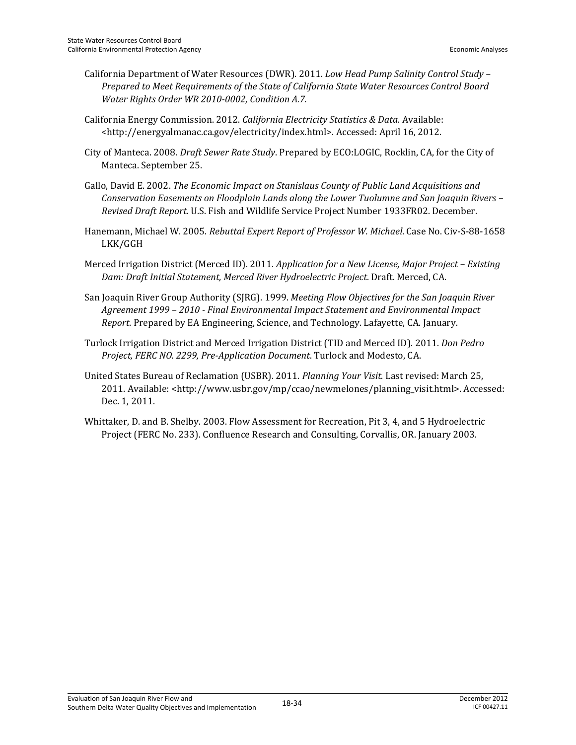California Department of Water Resources (DWR). 2011. *Low Head Pump Salinity Control Study – Prepared to Meet Requirements of the State of California State Water Resources Control Board Water Rights Order WR 2010-0002, Condition A.7.*

California Energy Commission. 2012. *California Electricity Statistics & Data*. Available: <http://energyalmanac.ca.gov/electricity/index.html>. Accessed: April 16, 2012.

City of Manteca. 2008. *Draft Sewer Rate Study*. Prepared by ECO:LOGIC, Rocklin, CA, for the City of Manteca. September 25.

Gallo, David E. 2002. *The Economic Impact on Stanislaus County of Public Land Acquisitions and Conservation Easements on Floodplain Lands along the Lower Tuolumne and San Joaquin Rivers – Revised Draft Report*. U.S. Fish and Wildlife Service Project Number 1933FR02. December.

Hanemann, Michael W. 2005. *Rebuttal Expert Report of Professor W. Michael*. Case No. Civ-S-88-1658 LKK/GGH

Merced Irrigation District (Merced ID). 2011. *Application for a New License, Major Project – Existing Dam: Draft Initial Statement, Merced River Hydroelectric Project*. Draft. Merced, CA.

San Joaquin River Group Authority (SJRG). 1999. *Meeting Flow Objectives for the San Joaquin River Agreement 1999 – 2010 - Final Environmental Impact Statement and Environmental Impact Report*. Prepared by EA Engineering, Science, and Technology. Lafayette, CA. January.

Turlock Irrigation District and Merced Irrigation District (TID and Merced ID). 2011. *Don Pedro Project, FERC NO. 2299, Pre-Application Document*. Turlock and Modesto, CA.

United States Bureau of Reclamation (USBR). 2011. *Planning Your Visit*. Last revised: March 25, 2011. Available: <http://www.usbr.gov/mp/ccao/newmelones/planning_visit.html>. Accessed: Dec. 1, 2011.

Whittaker, D. and B. Shelby. 2003. Flow Assessment for Recreation, Pit 3, 4, and 5 Hydroelectric Project (FERC No. 233). Confluence Research and Consulting, Corvallis, OR. January 2003.